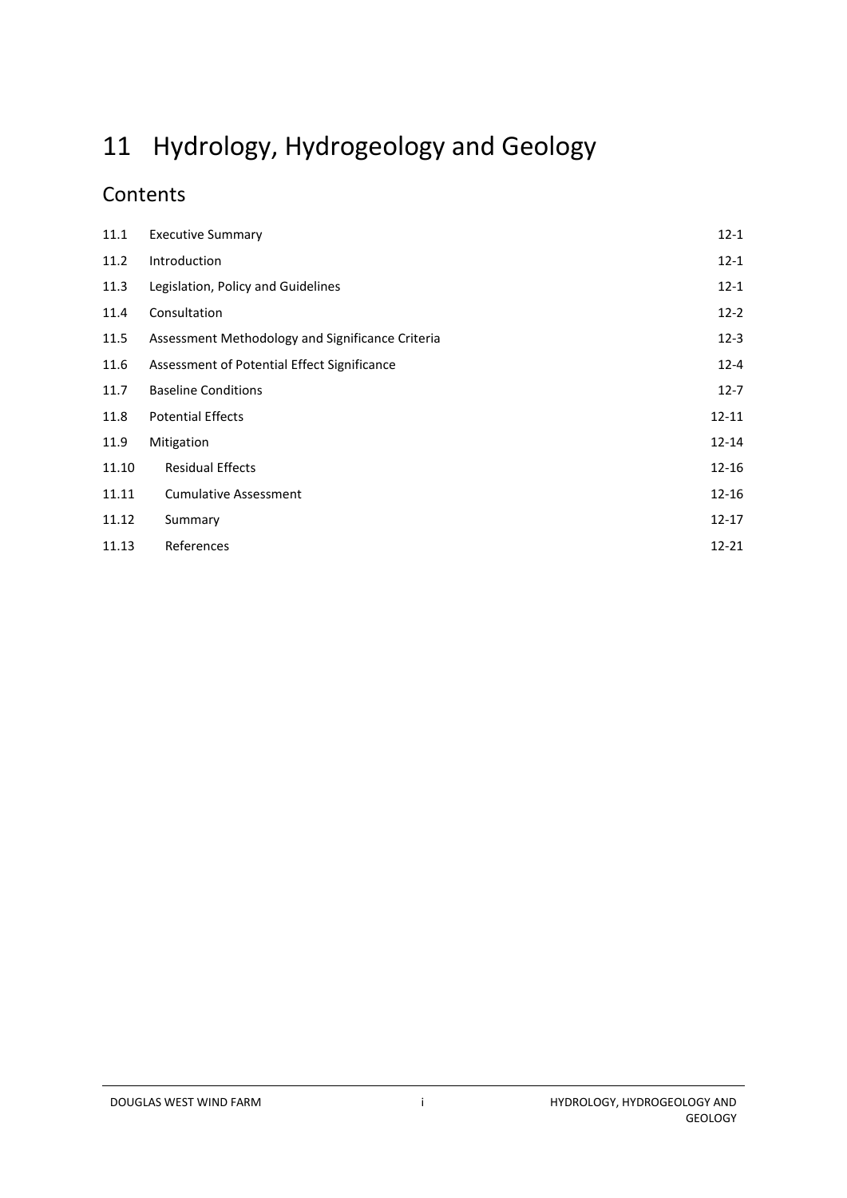# 11 Hydrology, Hydrogeology and Geology

## Contents

| | | |
|---|---|---|
| 11.1 | Executive Summary | 12-1 |
| 11.2 | Introduction | 12-1 |
| 11.3 | Legislation, Policy and Guidelines | 12-1 |
| 11.4 | Consultation | 12-2 |
| 11.5 | Assessment Methodology and Significance Criteria | 12-3 |
| 11.6 | Assessment of Potential Effect Significance | 12-4 |
| 11.7 | Baseline Conditions | 12-7 |
| 11.8 | Potential Effects | 12-11 |
| 11.9 | Mitigation | 12-14 |
| 11.10 | Residual Effects | 12-16 |
| 11.11 | Cumulative Assessment | 12-16 |
| 11.12 | Summary | 12-17 |
| 11.13 | References | 12-21 |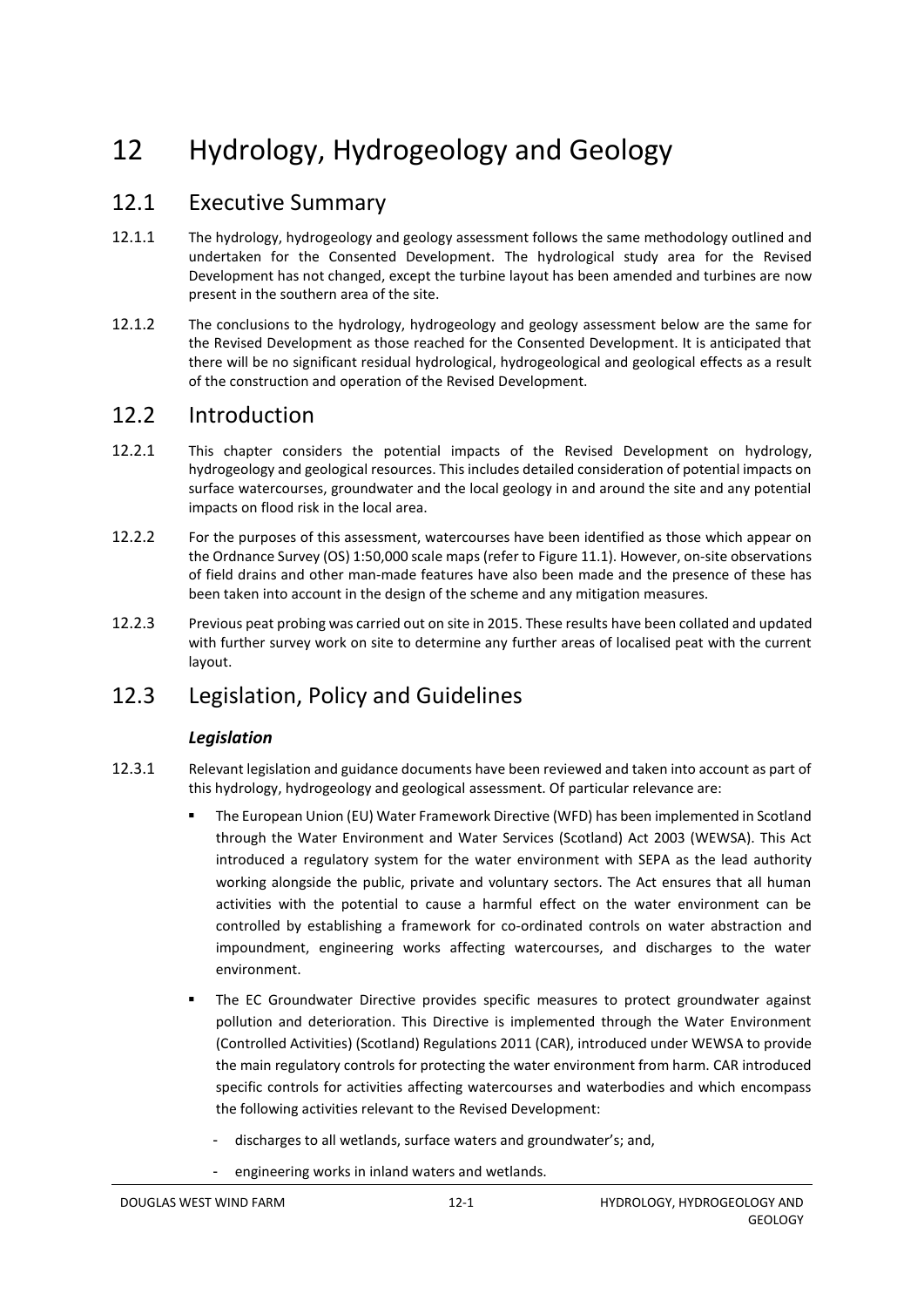# 12 Hydrology, Hydrogeology and Geology

## 12.1 Executive Summary

12.1.1 The hydrology, hydrogeology and geology assessment follows the same methodology outlined and undertaken for the Consented Development. The hydrological study area for the Revised Development has not changed, except the turbine layout has been amended and turbines are now present in the southern area of the site.

12.1.2 The conclusions to the hydrology, hydrogeology and geology assessment below are the same for the Revised Development as those reached for the Consented Development. It is anticipated that there will be no significant residual hydrological, hydrogeological and geological effects as a result of the construction and operation of the Revised Development.

## 12.2 Introduction

12.2.1 This chapter considers the potential impacts of the Revised Development on hydrology, hydrogeology and geological resources. This includes detailed consideration of potential impacts on surface watercourses, groundwater and the local geology in and around the site and any potential impacts on flood risk in the local area.

12.2.2 For the purposes of this assessment, watercourses have been identified as those which appear on the Ordnance Survey (OS) 1:50,000 scale maps (refer to Figure 11.1). However, on-site observations of field drains and other man-made features have also been made and the presence of these has been taken into account in the design of the scheme and any mitigation measures.

12.2.3 Previous peat probing was carried out on site in 2015. These results have been collated and updated with further survey work on site to determine any further areas of localised peat with the current layout.

## 12.3 Legislation, Policy and Guidelines

### *Legislation*

12.3.1 Relevant legislation and guidance documents have been reviewed and taken into account as part of this hydrology, hydrogeology and geological assessment. Of particular relevance are:

- The European Union (EU) Water Framework Directive (WFD) has been implemented in Scotland through the Water Environment and Water Services (Scotland) Act 2003 (WEWSA). This Act introduced a regulatory system for the water environment with SEPA as the lead authority working alongside the public, private and voluntary sectors. The Act ensures that all human activities with the potential to cause a harmful effect on the water environment can be controlled by establishing a framework for co-ordinated controls on water abstraction and impoundment, engineering works affecting watercourses, and discharges to the water environment.
- The EC Groundwater Directive provides specific measures to protect groundwater against pollution and deterioration. This Directive is implemented through the Water Environment (Controlled Activities) (Scotland) Regulations 2011 (CAR), introduced under WEWSA to provide the main regulatory controls for protecting the water environment from harm. CAR introduced specific controls for activities affecting watercourses and waterbodies and which encompass the following activities relevant to the Revised Development:
  - discharges to all wetlands, surface waters and groundwater's; and,
  - engineering works in inland waters and wetlands.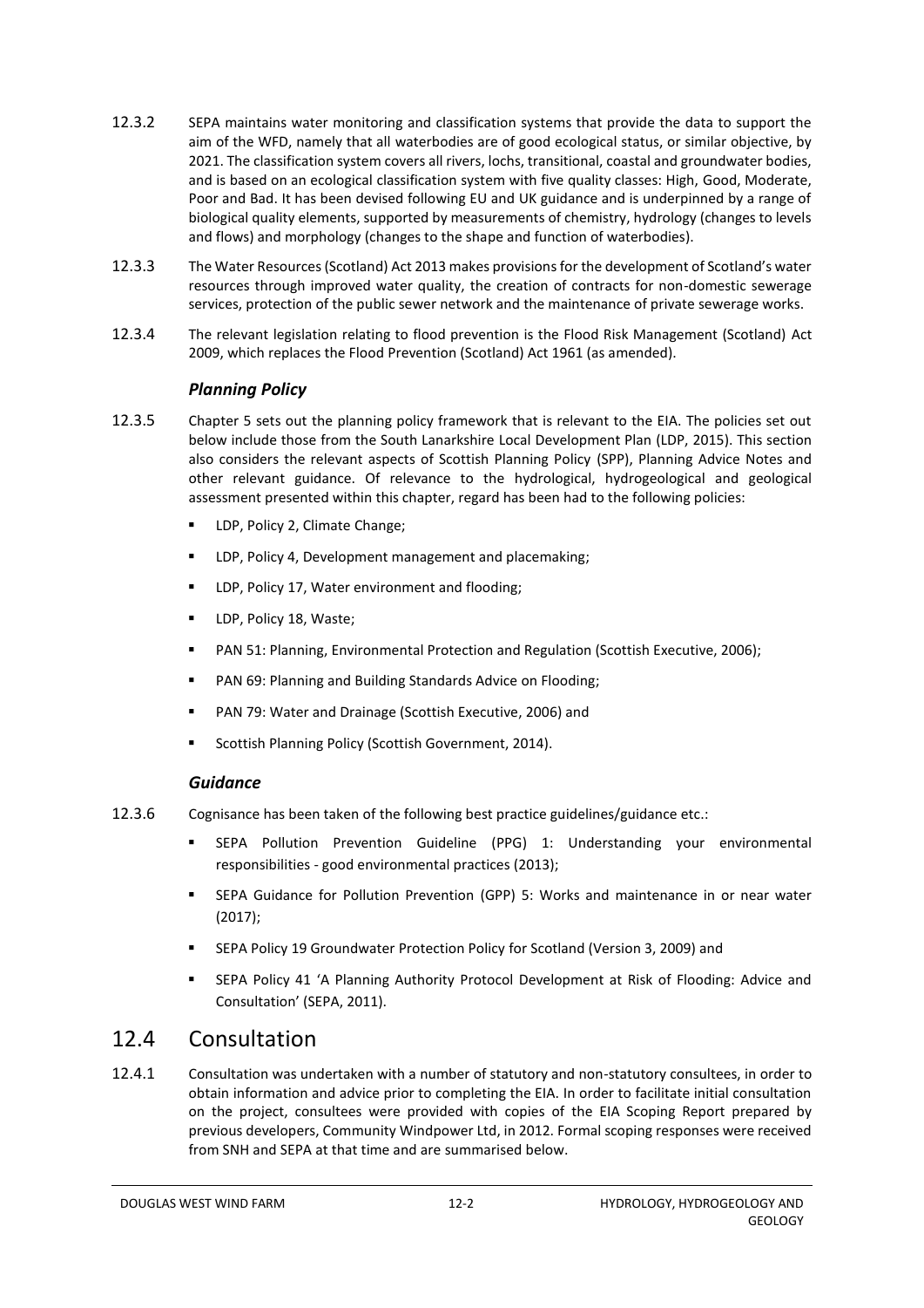12.3.2 SEPA maintains water monitoring and classification systems that provide the data to support the aim of the WFD, namely that all waterbodies are of good ecological status, or similar objective, by 2021. The classification system covers all rivers, lochs, transitional, coastal and groundwater bodies, and is based on an ecological classification system with five quality classes: High, Good, Moderate, Poor and Bad. It has been devised following EU and UK guidance and is underpinned by a range of biological quality elements, supported by measurements of chemistry, hydrology (changes to levels and flows) and morphology (changes to the shape and function of waterbodies).

12.3.3 The Water Resources (Scotland) Act 2013 makes provisions for the development of Scotland's water resources through improved water quality, the creation of contracts for non-domestic sewerage services, protection of the public sewer network and the maintenance of private sewerage works.

12.3.4 The relevant legislation relating to flood prevention is the Flood Risk Management (Scotland) Act 2009, which replaces the Flood Prevention (Scotland) Act 1961 (as amended).

### *Planning Policy*

12.3.5 Chapter 5 sets out the planning policy framework that is relevant to the EIA. The policies set out below include those from the South Lanarkshire Local Development Plan (LDP, 2015). This section also considers the relevant aspects of Scottish Planning Policy (SPP), Planning Advice Notes and other relevant guidance. Of relevance to the hydrological, hydrogeological and geological assessment presented within this chapter, regard has been had to the following policies:

- LDP, Policy 2, Climate Change;
- LDP, Policy 4, Development management and placemaking;
- LDP, Policy 17, Water environment and flooding;
- LDP, Policy 18, Waste;
- PAN 51: Planning, Environmental Protection and Regulation (Scottish Executive, 2006);
- PAN 69: Planning and Building Standards Advice on Flooding;
- PAN 79: Water and Drainage (Scottish Executive, 2006) and
- Scottish Planning Policy (Scottish Government, 2014).

### *Guidance*

12.3.6 Cognisance has been taken of the following best practice guidelines/guidance etc.:

- SEPA Pollution Prevention Guideline (PPG) 1: Understanding your environmental responsibilities - good environmental practices (2013);
- SEPA Guidance for Pollution Prevention (GPP) 5: Works and maintenance in or near water (2017);
- SEPA Policy 19 Groundwater Protection Policy for Scotland (Version 3, 2009) and
- SEPA Policy 41 'A Planning Authority Protocol Development at Risk of Flooding: Advice and Consultation' (SEPA, 2011).

## 12.4 Consultation

12.4.1 Consultation was undertaken with a number of statutory and non-statutory consultees, in order to obtain information and advice prior to completing the EIA. In order to facilitate initial consultation on the project, consultees were provided with copies of the EIA Scoping Report prepared by previous developers, Community Windpower Ltd, in 2012. Formal scoping responses were received from SNH and SEPA at that time and are summarised below.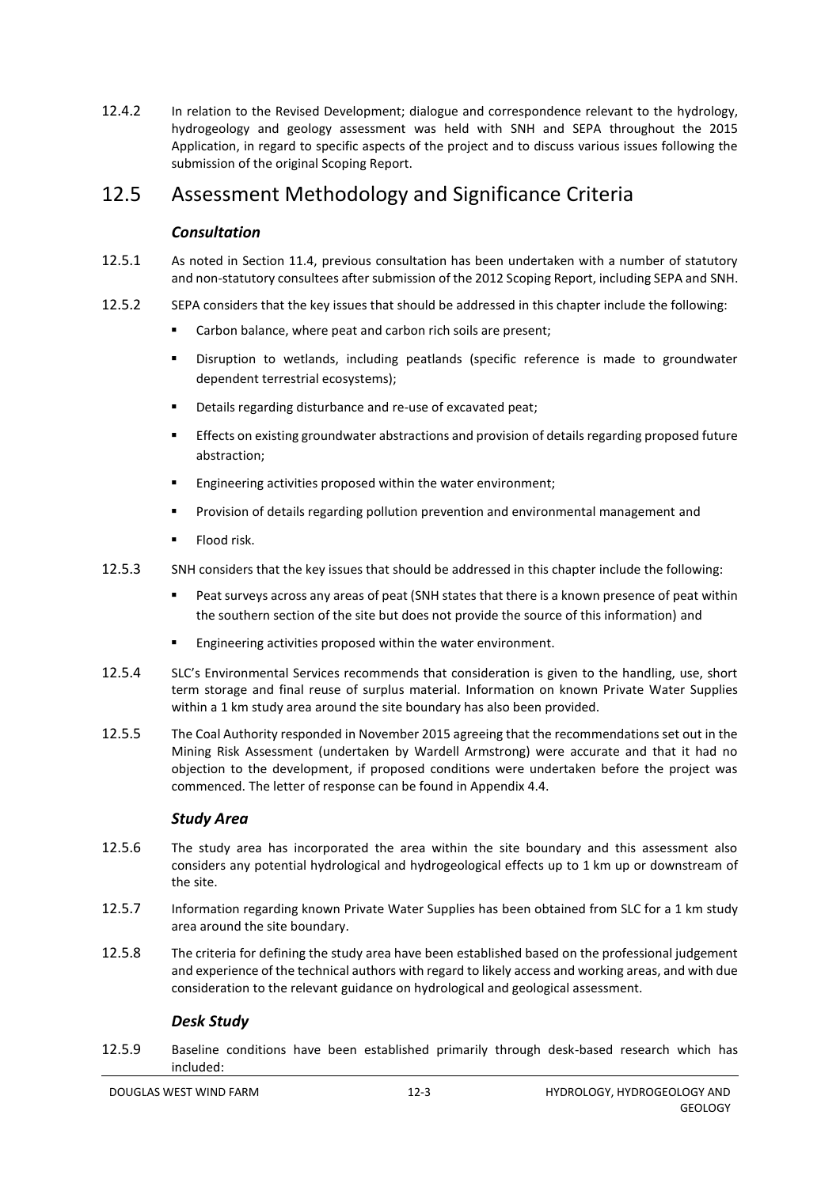12.4.2 In relation to the Revised Development; dialogue and correspondence relevant to the hydrology, hydrogeology and geology assessment was held with SNH and SEPA throughout the 2015 Application, in regard to specific aspects of the project and to discuss various issues following the submission of the original Scoping Report.

## 12.5 Assessment Methodology and Significance Criteria

### *Consultation*

12.5.1 As noted in Section 11.4, previous consultation has been undertaken with a number of statutory and non-statutory consultees after submission of the 2012 Scoping Report, including SEPA and SNH.

12.5.2 SEPA considers that the key issues that should be addressed in this chapter include the following:

- Carbon balance, where peat and carbon rich soils are present;
- Disruption to wetlands, including peatlands (specific reference is made to groundwater dependent terrestrial ecosystems);
- Details regarding disturbance and re-use of excavated peat;
- Effects on existing groundwater abstractions and provision of details regarding proposed future abstraction;
- Engineering activities proposed within the water environment;
- Provision of details regarding pollution prevention and environmental management and
- Flood risk.

12.5.3 SNH considers that the key issues that should be addressed in this chapter include the following:

- Peat surveys across any areas of peat (SNH states that there is a known presence of peat within the southern section of the site but does not provide the source of this information) and
- Engineering activities proposed within the water environment.

12.5.4 SLC's Environmental Services recommends that consideration is given to the handling, use, short term storage and final reuse of surplus material. Information on known Private Water Supplies within a 1 km study area around the site boundary has also been provided.

12.5.5 The Coal Authority responded in November 2015 agreeing that the recommendations set out in the Mining Risk Assessment (undertaken by Wardell Armstrong) were accurate and that it had no objection to the development, if proposed conditions were undertaken before the project was commenced. The letter of response can be found in Appendix 4.4.

### *Study Area*

12.5.6 The study area has incorporated the area within the site boundary and this assessment also considers any potential hydrological and hydrogeological effects up to 1 km up or downstream of the site.

12.5.7 Information regarding known Private Water Supplies has been obtained from SLC for a 1 km study area around the site boundary.

12.5.8 The criteria for defining the study area have been established based on the professional judgement and experience of the technical authors with regard to likely access and working areas, and with due consideration to the relevant guidance on hydrological and geological assessment.

### *Desk Study*

12.5.9 Baseline conditions have been established primarily through desk-based research which has included: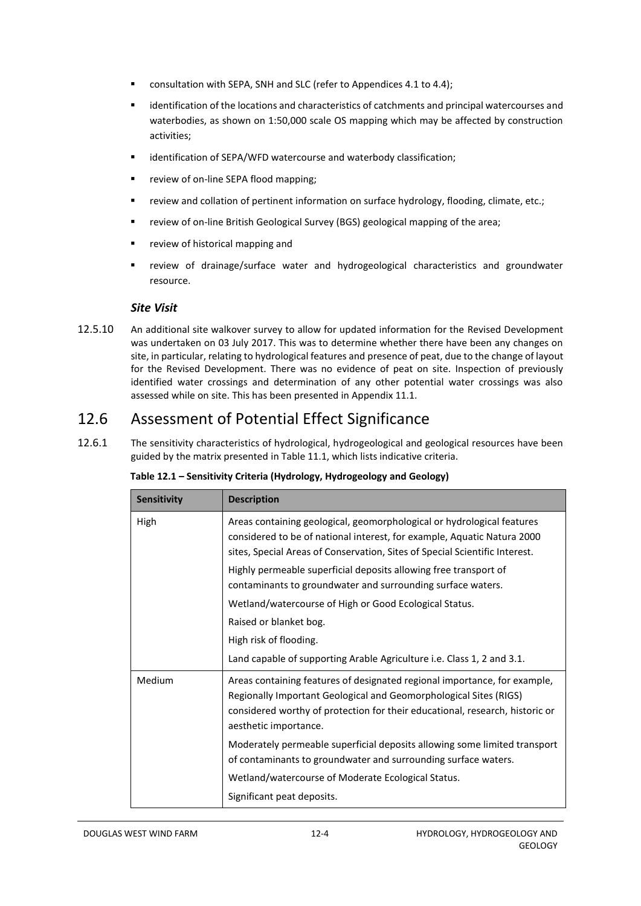- consultation with SEPA, SNH and SLC (refer to Appendices 4.1 to 4.4);
- identification of the locations and characteristics of catchments and principal watercourses and waterbodies, as shown on 1:50,000 scale OS mapping which may be affected by construction activities;
- identification of SEPA/WFD watercourse and waterbody classification;
- review of on-line SEPA flood mapping;
- review and collation of pertinent information on surface hydrology, flooding, climate, etc.;
- review of on-line British Geological Survey (BGS) geological mapping of the area;
- review of historical mapping and
- review of drainage/surface water and hydrogeological characteristics and groundwater resource.

### *Site Visit*

12.5.10 An additional site walkover survey to allow for updated information for the Revised Development was undertaken on 03 July 2017. This was to determine whether there have been any changes on site, in particular, relating to hydrological features and presence of peat, due to the change of layout for the Revised Development. There was no evidence of peat on site. Inspection of previously identified water crossings and determination of any other potential water crossings was also assessed while on site. This has been presented in Appendix 11.1.

## 12.6 Assessment of Potential Effect Significance

12.6.1 The sensitivity characteristics of hydrological, hydrogeological and geological resources have been guided by the matrix presented in Table 11.1, which lists indicative criteria.

**Table 12.1 – Sensitivity Criteria (Hydrology, Hydrogeology and Geology)**

| Sensitivity | Description |
|---|---|
| High | Areas containing geological, geomorphological or hydrological features considered to be of national interest, for example, Aquatic Natura 2000 sites, Special Areas of Conservation, Sites of Special Scientific Interest.<br>Highly permeable superficial deposits allowing free transport of contaminants to groundwater and surrounding surface waters.<br>Wetland/watercourse of High or Good Ecological Status.<br>Raised or blanket bog.<br>High risk of flooding.<br>Land capable of supporting Arable Agriculture i.e. Class 1, 2 and 3.1. |
| Medium | Areas containing features of designated regional importance, for example, Regionally Important Geological and Geomorphological Sites (RIGS) considered worthy of protection for their educational, research, historic or aesthetic importance.<br>Moderately permeable superficial deposits allowing some limited transport of contaminants to groundwater and surrounding surface waters.<br>Wetland/watercourse of Moderate Ecological Status.<br>Significant peat deposits. |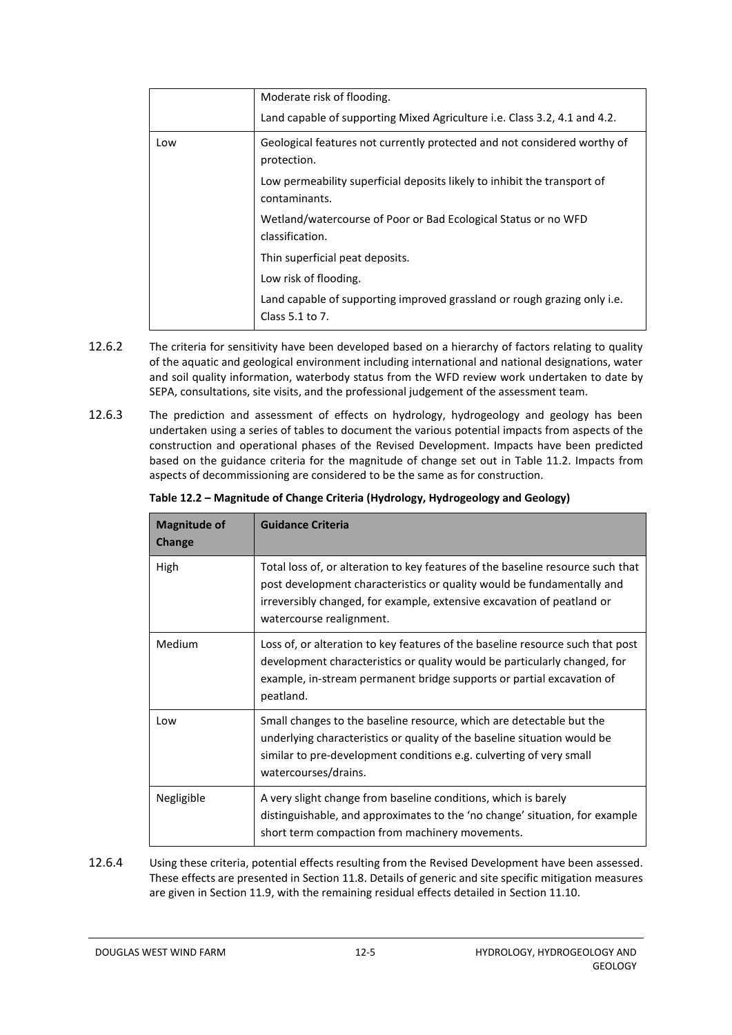| | |
|---|---|
| | Moderate risk of flooding.<br>Land capable of supporting Mixed Agriculture i.e. Class 3.2, 4.1 and 4.2. |
| Low | Geological features not currently protected and not considered worthy of protection.<br>Low permeability superficial deposits likely to inhibit the transport of contaminants.<br>Wetland/watercourse of Poor or Bad Ecological Status or no WFD classification.<br>Thin superficial peat deposits.<br>Low risk of flooding.<br>Land capable of supporting improved grassland or rough grazing only i.e. Class 5.1 to 7. |

12.6.2 The criteria for sensitivity have been developed based on a hierarchy of factors relating to quality of the aquatic and geological environment including international and national designations, water and soil quality information, waterbody status from the WFD review work undertaken to date by SEPA, consultations, site visits, and the professional judgement of the assessment team.

12.6.3 The prediction and assessment of effects on hydrology, hydrogeology and geology has been undertaken using a series of tables to document the various potential impacts from aspects of the construction and operational phases of the Revised Development. Impacts have been predicted based on the guidance criteria for the magnitude of change set out in Table 11.2. Impacts from aspects of decommissioning are considered to be the same as for construction.

**Table 12.2 – Magnitude of Change Criteria (Hydrology, Hydrogeology and Geology)**

| Magnitude of Change | Guidance Criteria |
|---|---|
| High | Total loss of, or alteration to key features of the baseline resource such that post development characteristics or quality would be fundamentally and irreversibly changed, for example, extensive excavation of peatland or watercourse realignment. |
| Medium | Loss of, or alteration to key features of the baseline resource such that post development characteristics or quality would be particularly changed, for example, in-stream permanent bridge supports or partial excavation of peatland. |
| Low | Small changes to the baseline resource, which are detectable but the underlying characteristics or quality of the baseline situation would be similar to pre-development conditions e.g. culverting of very small watercourses/drains. |
| Negligible | A very slight change from baseline conditions, which is barely distinguishable, and approximates to the 'no change' situation, for example short term compaction from machinery movements. |

12.6.4 Using these criteria, potential effects resulting from the Revised Development have been assessed. These effects are presented in Section 11.8. Details of generic and site specific mitigation measures are given in Section 11.9, with the remaining residual effects detailed in Section 11.10.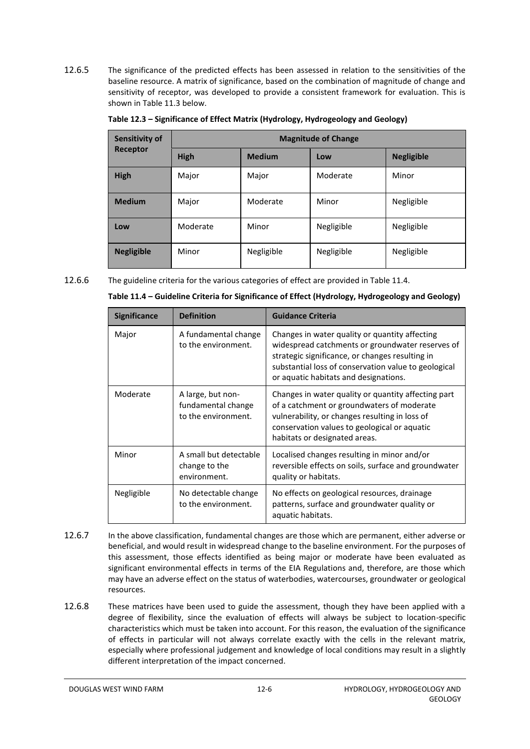12.6.5 The significance of the predicted effects has been assessed in relation to the sensitivities of the baseline resource. A matrix of significance, based on the combination of magnitude of change and sensitivity of receptor, was developed to provide a consistent framework for evaluation. This is shown in Table 11.3 below.

**Table 12.3 – Significance of Effect Matrix (Hydrology, Hydrogeology and Geology)**

| Sensitivity of Receptor | Magnitude of Change | | | |
|---|---|---|---|---|
| | **High** | **Medium** | **Low** | **Negligible** |
| **High** | Major | Major | Moderate | Minor |
| **Medium** | Major | Moderate | Minor | Negligible |
| **Low** | Moderate | Minor | Negligible | Negligible |
| **Negligible** | Minor | Negligible | Negligible | Negligible |

12.6.6 The guideline criteria for the various categories of effect are provided in Table 11.4.

**Table 11.4 – Guideline Criteria for Significance of Effect (Hydrology, Hydrogeology and Geology)**

| Significance | Definition | Guidance Criteria |
|---|---|---|
| Major | A fundamental change to the environment. | Changes in water quality or quantity affecting widespread catchments or groundwater reserves of strategic significance, or changes resulting in substantial loss of conservation value to geological or aquatic habitats and designations. |
| Moderate | A large, but non-fundamental change to the environment. | Changes in water quality or quantity affecting part of a catchment or groundwaters of moderate vulnerability, or changes resulting in loss of conservation values to geological or aquatic habitats or designated areas. |
| Minor | A small but detectable change to the environment. | Localised changes resulting in minor and/or reversible effects on soils, surface and groundwater quality or habitats. |
| Negligible | No detectable change to the environment. | No effects on geological resources, drainage patterns, surface and groundwater quality or aquatic habitats. |

12.6.7 In the above classification, fundamental changes are those which are permanent, either adverse or beneficial, and would result in widespread change to the baseline environment. For the purposes of this assessment, those effects identified as being major or moderate have been evaluated as significant environmental effects in terms of the EIA Regulations and, therefore, are those which may have an adverse effect on the status of waterbodies, watercourses, groundwater or geological resources.

12.6.8 These matrices have been used to guide the assessment, though they have been applied with a degree of flexibility, since the evaluation of effects will always be subject to location-specific characteristics which must be taken into account. For this reason, the evaluation of the significance of effects in particular will not always correlate exactly with the cells in the relevant matrix, especially where professional judgement and knowledge of local conditions may result in a slightly different interpretation of the impact concerned.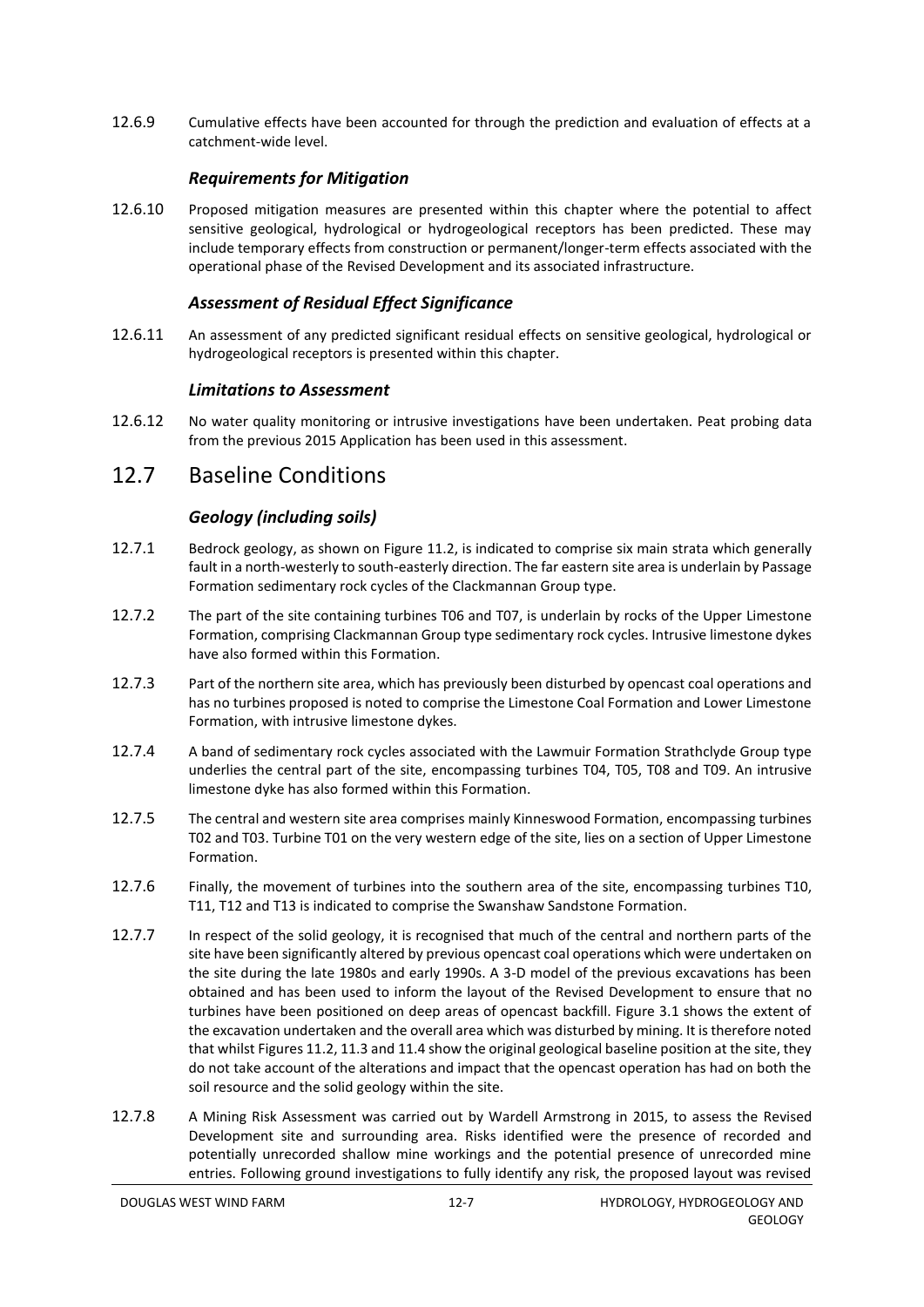12.6.9 Cumulative effects have been accounted for through the prediction and evaluation of effects at a catchment-wide level.

### *Requirements for Mitigation*

12.6.10 Proposed mitigation measures are presented within this chapter where the potential to affect sensitive geological, hydrological or hydrogeological receptors has been predicted. These may include temporary effects from construction or permanent/longer-term effects associated with the operational phase of the Revised Development and its associated infrastructure.

### *Assessment of Residual Effect Significance*

12.6.11 An assessment of any predicted significant residual effects on sensitive geological, hydrological or hydrogeological receptors is presented within this chapter.

### *Limitations to Assessment*

12.6.12 No water quality monitoring or intrusive investigations have been undertaken. Peat probing data from the previous 2015 Application has been used in this assessment.

## 12.7 Baseline Conditions

### *Geology (including soils)*

12.7.1 Bedrock geology, as shown on Figure 11.2, is indicated to comprise six main strata which generally fault in a north-westerly to south-easterly direction. The far eastern site area is underlain by Passage Formation sedimentary rock cycles of the Clackmannan Group type.

12.7.2 The part of the site containing turbines T06 and T07, is underlain by rocks of the Upper Limestone Formation, comprising Clackmannan Group type sedimentary rock cycles. Intrusive limestone dykes have also formed within this Formation.

12.7.3 Part of the northern site area, which has previously been disturbed by opencast coal operations and has no turbines proposed is noted to comprise the Limestone Coal Formation and Lower Limestone Formation, with intrusive limestone dykes.

12.7.4 A band of sedimentary rock cycles associated with the Lawmuir Formation Strathclyde Group type underlies the central part of the site, encompassing turbines T04, T05, T08 and T09. An intrusive limestone dyke has also formed within this Formation.

12.7.5 The central and western site area comprises mainly Kinneswood Formation, encompassing turbines T02 and T03. Turbine T01 on the very western edge of the site, lies on a section of Upper Limestone Formation.

12.7.6 Finally, the movement of turbines into the southern area of the site, encompassing turbines T10, T11, T12 and T13 is indicated to comprise the Swanshaw Sandstone Formation.

12.7.7 In respect of the solid geology, it is recognised that much of the central and northern parts of the site have been significantly altered by previous opencast coal operations which were undertaken on the site during the late 1980s and early 1990s. A 3-D model of the previous excavations has been obtained and has been used to inform the layout of the Revised Development to ensure that no turbines have been positioned on deep areas of opencast backfill. Figure 3.1 shows the extent of the excavation undertaken and the overall area which was disturbed by mining. It is therefore noted that whilst Figures 11.2, 11.3 and 11.4 show the original geological baseline position at the site, they do not take account of the alterations and impact that the opencast operation has had on both the soil resource and the solid geology within the site.

12.7.8 A Mining Risk Assessment was carried out by Wardell Armstrong in 2015, to assess the Revised Development site and surrounding area. Risks identified were the presence of recorded and potentially unrecorded shallow mine workings and the potential presence of unrecorded mine entries. Following ground investigations to fully identify any risk, the proposed layout was revised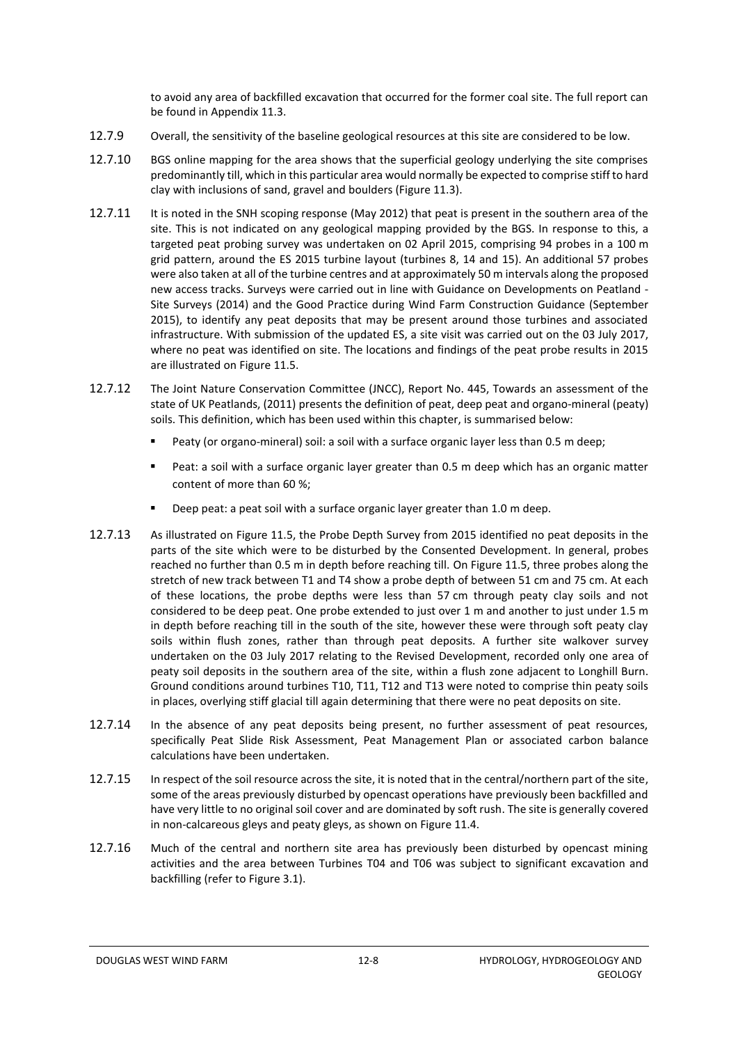to avoid any area of backfilled excavation that occurred for the former coal site. The full report can be found in Appendix 11.3.

12.7.9 Overall, the sensitivity of the baseline geological resources at this site are considered to be low.

12.7.10 BGS online mapping for the area shows that the superficial geology underlying the site comprises predominantly till, which in this particular area would normally be expected to comprise stiff to hard clay with inclusions of sand, gravel and boulders (Figure 11.3).

12.7.11 It is noted in the SNH scoping response (May 2012) that peat is present in the southern area of the site. This is not indicated on any geological mapping provided by the BGS. In response to this, a targeted peat probing survey was undertaken on 02 April 2015, comprising 94 probes in a 100 m grid pattern, around the ES 2015 turbine layout (turbines 8, 14 and 15). An additional 57 probes were also taken at all of the turbine centres and at approximately 50 m intervals along the proposed new access tracks. Surveys were carried out in line with Guidance on Developments on Peatland - Site Surveys (2014) and the Good Practice during Wind Farm Construction Guidance (September 2015), to identify any peat deposits that may be present around those turbines and associated infrastructure. With submission of the updated ES, a site visit was carried out on the 03 July 2017, where no peat was identified on site. The locations and findings of the peat probe results in 2015 are illustrated on Figure 11.5.

12.7.12 The Joint Nature Conservation Committee (JNCC), Report No. 445, Towards an assessment of the state of UK Peatlands, (2011) presents the definition of peat, deep peat and organo-mineral (peaty) soils. This definition, which has been used within this chapter, is summarised below:

- Peaty (or organo-mineral) soil: a soil with a surface organic layer less than 0.5 m deep;
- Peat: a soil with a surface organic layer greater than 0.5 m deep which has an organic matter content of more than 60 %;
- Deep peat: a peat soil with a surface organic layer greater than 1.0 m deep.

12.7.13 As illustrated on Figure 11.5, the Probe Depth Survey from 2015 identified no peat deposits in the parts of the site which were to be disturbed by the Consented Development. In general, probes reached no further than 0.5 m in depth before reaching till. On Figure 11.5, three probes along the stretch of new track between T1 and T4 show a probe depth of between 51 cm and 75 cm. At each of these locations, the probe depths were less than 57 cm through peaty clay soils and not considered to be deep peat. One probe extended to just over 1 m and another to just under 1.5 m in depth before reaching till in the south of the site, however these were through soft peaty clay soils within flush zones, rather than through peat deposits. A further site walkover survey undertaken on the 03 July 2017 relating to the Revised Development, recorded only one area of peaty soil deposits in the southern area of the site, within a flush zone adjacent to Longhill Burn. Ground conditions around turbines T10, T11, T12 and T13 were noted to comprise thin peaty soils in places, overlying stiff glacial till again determining that there were no peat deposits on site.

12.7.14 In the absence of any peat deposits being present, no further assessment of peat resources, specifically Peat Slide Risk Assessment, Peat Management Plan or associated carbon balance calculations have been undertaken.

12.7.15 In respect of the soil resource across the site, it is noted that in the central/northern part of the site, some of the areas previously disturbed by opencast operations have previously been backfilled and have very little to no original soil cover and are dominated by soft rush. The site is generally covered in non-calcareous gleys and peaty gleys, as shown on Figure 11.4.

12.7.16 Much of the central and northern site area has previously been disturbed by opencast mining activities and the area between Turbines T04 and T06 was subject to significant excavation and backfilling (refer to Figure 3.1).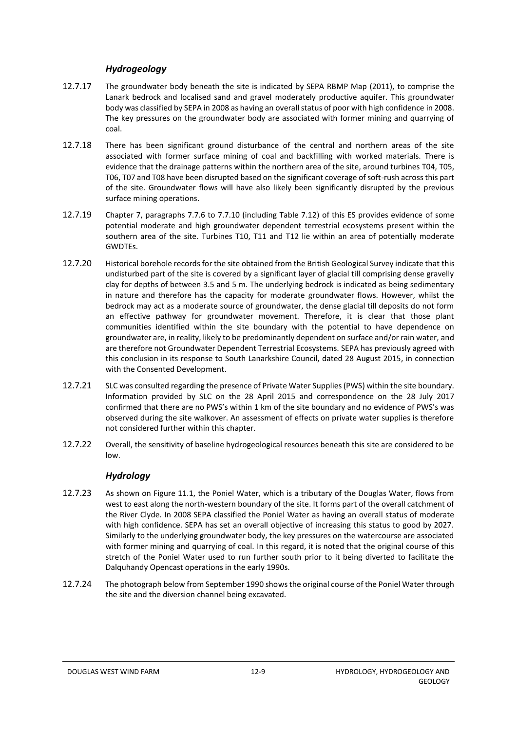### *Hydrogeology*

12.7.17 The groundwater body beneath the site is indicated by SEPA RBMP Map (2011), to comprise the Lanark bedrock and localised sand and gravel moderately productive aquifer. This groundwater body was classified by SEPA in 2008 as having an overall status of poor with high confidence in 2008. The key pressures on the groundwater body are associated with former mining and quarrying of coal.

12.7.18 There has been significant ground disturbance of the central and northern areas of the site associated with former surface mining of coal and backfilling with worked materials. There is evidence that the drainage patterns within the northern area of the site, around turbines T04, T05, T06, T07 and T08 have been disrupted based on the significant coverage of soft-rush across this part of the site. Groundwater flows will have also likely been significantly disrupted by the previous surface mining operations.

12.7.19 Chapter 7, paragraphs 7.7.6 to 7.7.10 (including Table 7.12) of this ES provides evidence of some potential moderate and high groundwater dependent terrestrial ecosystems present within the southern area of the site. Turbines T10, T11 and T12 lie within an area of potentially moderate GWDTEs.

12.7.20 Historical borehole records for the site obtained from the British Geological Survey indicate that this undisturbed part of the site is covered by a significant layer of glacial till comprising dense gravelly clay for depths of between 3.5 and 5 m. The underlying bedrock is indicated as being sedimentary in nature and therefore has the capacity for moderate groundwater flows. However, whilst the bedrock may act as a moderate source of groundwater, the dense glacial till deposits do not form an effective pathway for groundwater movement. Therefore, it is clear that those plant communities identified within the site boundary with the potential to have dependence on groundwater are, in reality, likely to be predominantly dependent on surface and/or rain water, and are therefore not Groundwater Dependent Terrestrial Ecosystems. SEPA has previously agreed with this conclusion in its response to South Lanarkshire Council, dated 28 August 2015, in connection with the Consented Development.

12.7.21 SLC was consulted regarding the presence of Private Water Supplies (PWS) within the site boundary. Information provided by SLC on the 28 April 2015 and correspondence on the 28 July 2017 confirmed that there are no PWS's within 1 km of the site boundary and no evidence of PWS's was observed during the site walkover. An assessment of effects on private water supplies is therefore not considered further within this chapter.

12.7.22 Overall, the sensitivity of baseline hydrogeological resources beneath this site are considered to be low.

### *Hydrology*

12.7.23 As shown on Figure 11.1, the Poniel Water, which is a tributary of the Douglas Water, flows from west to east along the north-western boundary of the site. It forms part of the overall catchment of the River Clyde. In 2008 SEPA classified the Poniel Water as having an overall status of moderate with high confidence. SEPA has set an overall objective of increasing this status to good by 2027. Similarly to the underlying groundwater body, the key pressures on the watercourse are associated with former mining and quarrying of coal. In this regard, it is noted that the original course of this stretch of the Poniel Water used to run further south prior to it being diverted to facilitate the Dalquhandy Opencast operations in the early 1990s.

12.7.24 The photograph below from September 1990 shows the original course of the Poniel Water through the site and the diversion channel being excavated.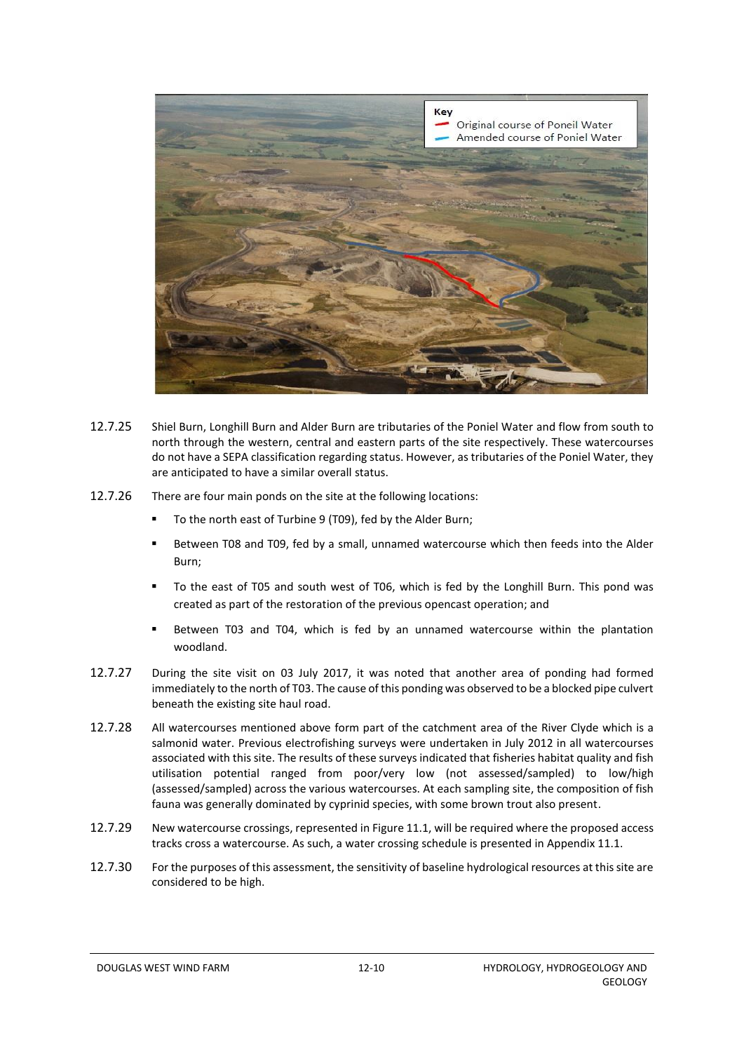12.7.25 Shiel Burn, Longhill Burn and Alder Burn are tributaries of the Poniel Water and flow from south to north through the western, central and eastern parts of the site respectively. These watercourses do not have a SEPA classification regarding status. However, as tributaries of the Poniel Water, they are anticipated to have a similar overall status.

12.7.26 There are four main ponds on the site at the following locations:

- To the north east of Turbine 9 (T09), fed by the Alder Burn;
- Between T08 and T09, fed by a small, unnamed watercourse which then feeds into the Alder Burn;
- To the east of T05 and south west of T06, which is fed by the Longhill Burn. This pond was created as part of the restoration of the previous opencast operation; and
- Between T03 and T04, which is fed by an unnamed watercourse within the plantation woodland.

12.7.27 During the site visit on 03 July 2017, it was noted that another area of ponding had formed immediately to the north of T03. The cause of this ponding was observed to be a blocked pipe culvert beneath the existing site haul road.

12.7.28 All watercourses mentioned above form part of the catchment area of the River Clyde which is a salmonid water. Previous electrofishing surveys were undertaken in July 2012 in all watercourses associated with this site. The results of these surveys indicated that fisheries habitat quality and fish utilisation potential ranged from poor/very low (not assessed/sampled) to low/high (assessed/sampled) across the various watercourses. At each sampling site, the composition of fish fauna was generally dominated by cyprinid species, with some brown trout also present.

12.7.29 New watercourse crossings, represented in Figure 11.1, will be required where the proposed access tracks cross a watercourse. As such, a water crossing schedule is presented in Appendix 11.1.

12.7.30 For the purposes of this assessment, the sensitivity of baseline hydrological resources at this site are considered to be high.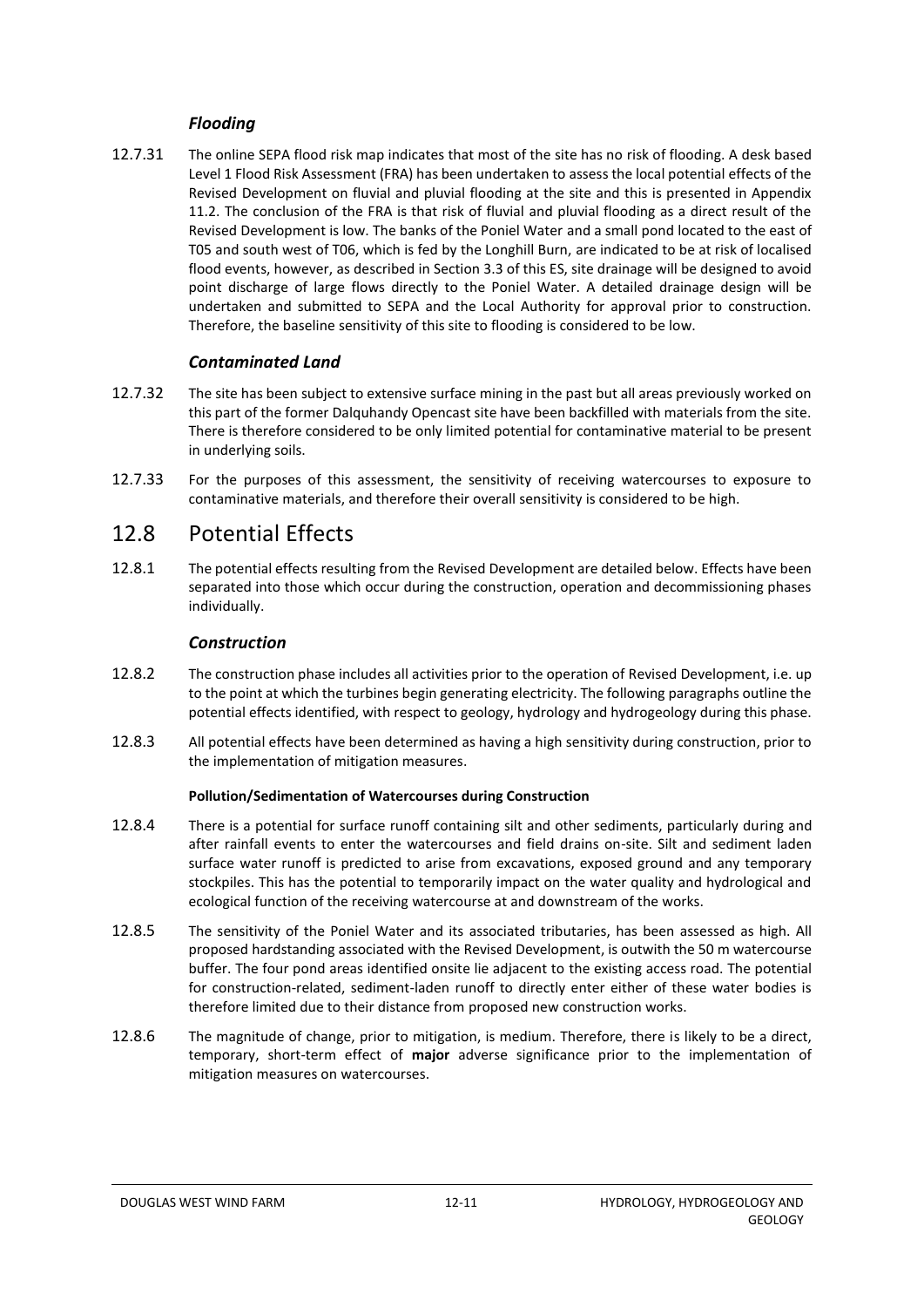### *Flooding*

12.7.31 The online SEPA flood risk map indicates that most of the site has no risk of flooding. A desk based Level 1 Flood Risk Assessment (FRA) has been undertaken to assess the local potential effects of the Revised Development on fluvial and pluvial flooding at the site and this is presented in Appendix 11.2. The conclusion of the FRA is that risk of fluvial and pluvial flooding as a direct result of the Revised Development is low. The banks of the Poniel Water and a small pond located to the east of T05 and south west of T06, which is fed by the Longhill Burn, are indicated to be at risk of localised flood events, however, as described in Section 3.3 of this ES, site drainage will be designed to avoid point discharge of large flows directly to the Poniel Water. A detailed drainage design will be undertaken and submitted to SEPA and the Local Authority for approval prior to construction. Therefore, the baseline sensitivity of this site to flooding is considered to be low.

### *Contaminated Land*

12.7.32 The site has been subject to extensive surface mining in the past but all areas previously worked on this part of the former Dalquhandy Opencast site have been backfilled with materials from the site. There is therefore considered to be only limited potential for contaminative material to be present in underlying soils.

12.7.33 For the purposes of this assessment, the sensitivity of receiving watercourses to exposure to contaminative materials, and therefore their overall sensitivity is considered to be high.

## 12.8 Potential Effects

12.8.1 The potential effects resulting from the Revised Development are detailed below. Effects have been separated into those which occur during the construction, operation and decommissioning phases individually.

### *Construction*

12.8.2 The construction phase includes all activities prior to the operation of Revised Development, i.e. up to the point at which the turbines begin generating electricity. The following paragraphs outline the potential effects identified, with respect to geology, hydrology and hydrogeology during this phase.

12.8.3 All potential effects have been determined as having a high sensitivity during construction, prior to the implementation of mitigation measures.

#### **Pollution/Sedimentation of Watercourses during Construction**

12.8.4 There is a potential for surface runoff containing silt and other sediments, particularly during and after rainfall events to enter the watercourses and field drains on-site. Silt and sediment laden surface water runoff is predicted to arise from excavations, exposed ground and any temporary stockpiles. This has the potential to temporarily impact on the water quality and hydrological and ecological function of the receiving watercourse at and downstream of the works.

12.8.5 The sensitivity of the Poniel Water and its associated tributaries, has been assessed as high. All proposed hardstanding associated with the Revised Development, is outwith the 50 m watercourse buffer. The four pond areas identified onsite lie adjacent to the existing access road. The potential for construction-related, sediment-laden runoff to directly enter either of these water bodies is therefore limited due to their distance from proposed new construction works.

12.8.6 The magnitude of change, prior to mitigation, is medium. Therefore, there is likely to be a direct, temporary, short-term effect of **major** adverse significance prior to the implementation of mitigation measures on watercourses.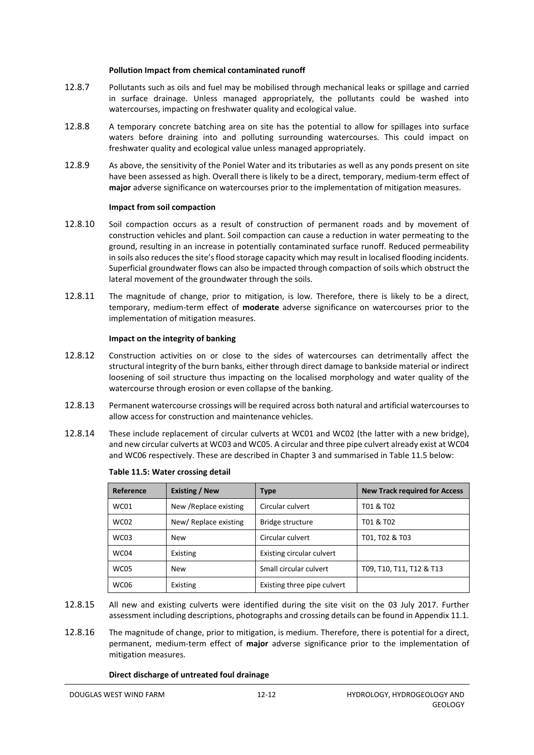**Pollution Impact from chemical contaminated runoff**

12.8.7 Pollutants such as oils and fuel may be mobilised through mechanical leaks or spillage and carried in surface drainage. Unless managed appropriately, the pollutants could be washed into watercourses, impacting on freshwater quality and ecological value.

12.8.8 A temporary concrete batching area on site has the potential to allow for spillages into surface waters before draining into and polluting surrounding watercourses. This could impact on freshwater quality and ecological value unless managed appropriately.

12.8.9 As above, the sensitivity of the Poniel Water and its tributaries as well as any ponds present on site have been assessed as high. Overall there is likely to be a direct, temporary, medium-term effect of **major** adverse significance on watercourses prior to the implementation of mitigation measures.

**Impact from soil compaction**

12.8.10 Soil compaction occurs as a result of construction of permanent roads and by movement of construction vehicles and plant. Soil compaction can cause a reduction in water permeating to the ground, resulting in an increase in potentially contaminated surface runoff. Reduced permeability in soils also reduces the site's flood storage capacity which may result in localised flooding incidents. Superficial groundwater flows can also be impacted through compaction of soils which obstruct the lateral movement of the groundwater through the soils.

12.8.11 The magnitude of change, prior to mitigation, is low. Therefore, there is likely to be a direct, temporary, medium-term effect of **moderate** adverse significance on watercourses prior to the implementation of mitigation measures.

**Impact on the integrity of banking**

12.8.12 Construction activities on or close to the sides of watercourses can detrimentally affect the structural integrity of the burn banks, either through direct damage to bankside material or indirect loosening of soil structure thus impacting on the localised morphology and water quality of the watercourse through erosion or even collapse of the banking.

12.8.13 Permanent watercourse crossings will be required across both natural and artificial watercourses to allow access for construction and maintenance vehicles.

12.8.14 These include replacement of circular culverts at WC01 and WC02 (the latter with a new bridge), and new circular culverts at WC03 and WC05. A circular and three pipe culvert already exist at WC04 and WC06 respectively. These are described in Chapter 3 and summarised in Table 11.5 below:

**Table 11.5: Water crossing detail**

| Reference | Existing / New | Type | New Track required for Access |
|---|---|---|---|
| WC01 | New /Replace existing | Circular culvert | T01 & T02 |
| WC02 | New/ Replace existing | Bridge structure | T01 & T02 |
| WC03 | New | Circular culvert | T01, T02 & T03 |
| WC04 | Existing | Existing circular culvert | |
| WC05 | New | Small circular culvert | T09, T10, T11, T12 & T13 |
| WC06 | Existing | Existing three pipe culvert | |

12.8.15 All new and existing culverts were identified during the site visit on the 03 July 2017. Further assessment including descriptions, photographs and crossing details can be found in Appendix 11.1.

12.8.16 The magnitude of change, prior to mitigation, is medium. Therefore, there is potential for a direct, permanent, medium-term effect of **major** adverse significance prior to the implementation of mitigation measures.

**Direct discharge of untreated foul drainage**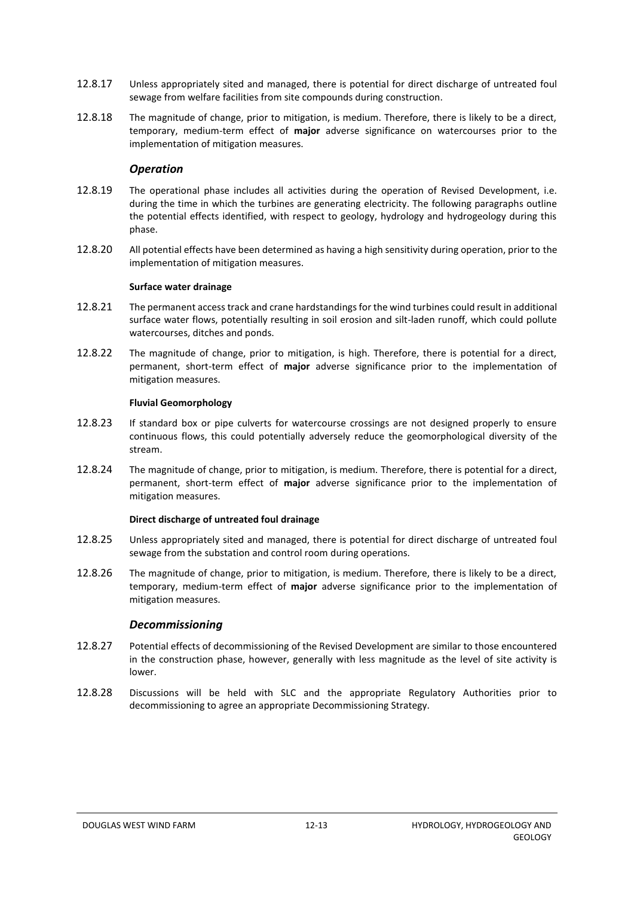12.8.17 Unless appropriately sited and managed, there is potential for direct discharge of untreated foul sewage from welfare facilities from site compounds during construction.

12.8.18 The magnitude of change, prior to mitigation, is medium. Therefore, there is likely to be a direct, temporary, medium-term effect of **major** adverse significance on watercourses prior to the implementation of mitigation measures.

### *Operation*

12.8.19 The operational phase includes all activities during the operation of Revised Development, i.e. during the time in which the turbines are generating electricity. The following paragraphs outline the potential effects identified, with respect to geology, hydrology and hydrogeology during this phase.

12.8.20 All potential effects have been determined as having a high sensitivity during operation, prior to the implementation of mitigation measures.

#### Surface water drainage

12.8.21 The permanent access track and crane hardstandings for the wind turbines could result in additional surface water flows, potentially resulting in soil erosion and silt-laden runoff, which could pollute watercourses, ditches and ponds.

12.8.22 The magnitude of change, prior to mitigation, is high. Therefore, there is potential for a direct, permanent, short-term effect of **major** adverse significance prior to the implementation of mitigation measures.

#### Fluvial Geomorphology

12.8.23 If standard box or pipe culverts for watercourse crossings are not designed properly to ensure continuous flows, this could potentially adversely reduce the geomorphological diversity of the stream.

12.8.24 The magnitude of change, prior to mitigation, is medium. Therefore, there is potential for a direct, permanent, short-term effect of **major** adverse significance prior to the implementation of mitigation measures.

#### Direct discharge of untreated foul drainage

12.8.25 Unless appropriately sited and managed, there is potential for direct discharge of untreated foul sewage from the substation and control room during operations.

12.8.26 The magnitude of change, prior to mitigation, is medium. Therefore, there is likely to be a direct, temporary, medium-term effect of **major** adverse significance prior to the implementation of mitigation measures.

### *Decommissioning*

12.8.27 Potential effects of decommissioning of the Revised Development are similar to those encountered in the construction phase, however, generally with less magnitude as the level of site activity is lower.

12.8.28 Discussions will be held with SLC and the appropriate Regulatory Authorities prior to decommissioning to agree an appropriate Decommissioning Strategy.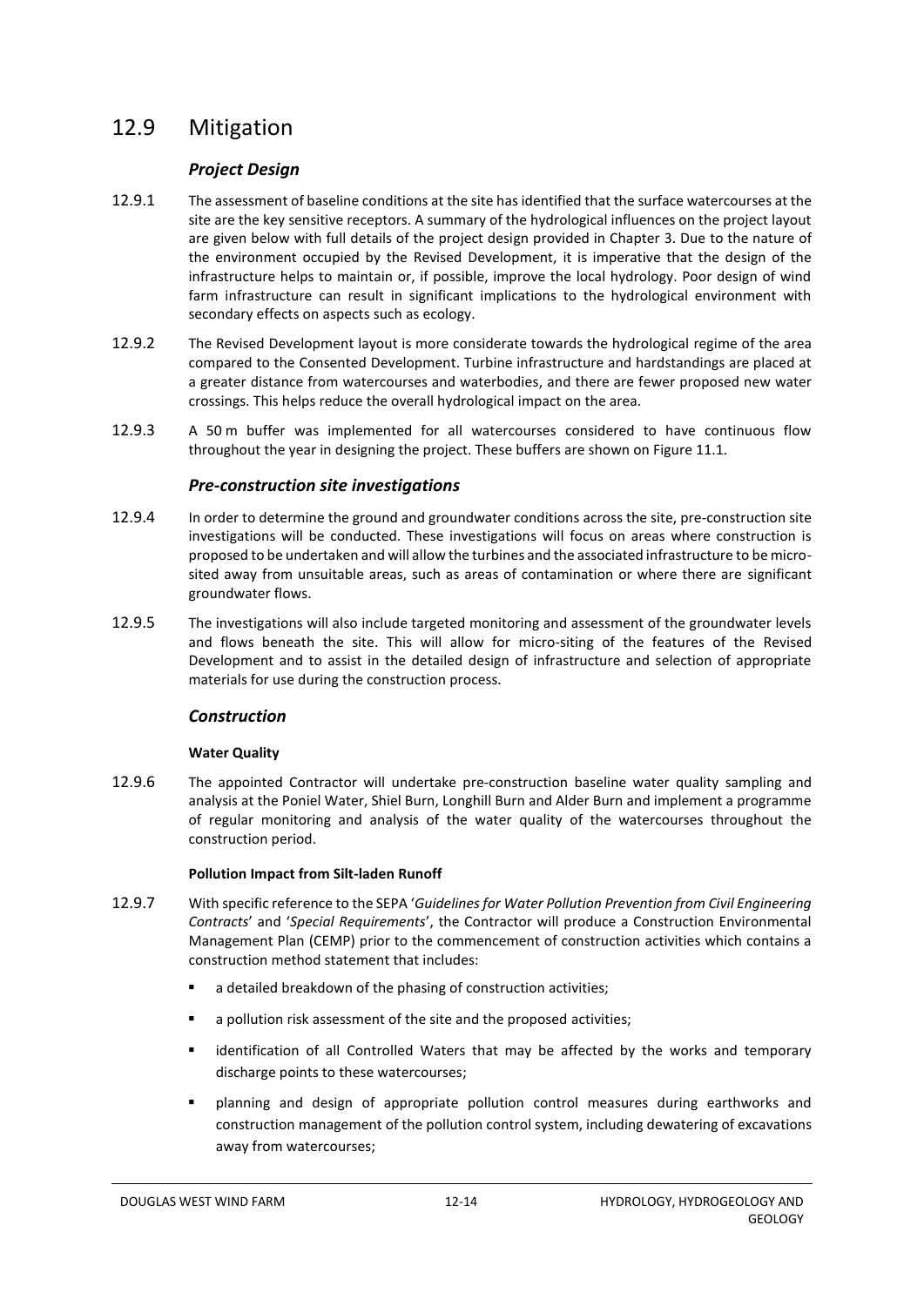## 12.9 Mitigation

### *Project Design*

12.9.1 The assessment of baseline conditions at the site has identified that the surface watercourses at the site are the key sensitive receptors. A summary of the hydrological influences on the project layout are given below with full details of the project design provided in Chapter 3. Due to the nature of the environment occupied by the Revised Development, it is imperative that the design of the infrastructure helps to maintain or, if possible, improve the local hydrology. Poor design of wind farm infrastructure can result in significant implications to the hydrological environment with secondary effects on aspects such as ecology.

12.9.2 The Revised Development layout is more considerate towards the hydrological regime of the area compared to the Consented Development. Turbine infrastructure and hardstandings are placed at a greater distance from watercourses and waterbodies, and there are fewer proposed new water crossings. This helps reduce the overall hydrological impact on the area.

12.9.3 A 50 m buffer was implemented for all watercourses considered to have continuous flow throughout the year in designing the project. These buffers are shown on Figure 11.1.

### *Pre-construction site investigations*

12.9.4 In order to determine the ground and groundwater conditions across the site, pre-construction site investigations will be conducted. These investigations will focus on areas where construction is proposed to be undertaken and will allow the turbines and the associated infrastructure to be micro-sited away from unsuitable areas, such as areas of contamination or where there are significant groundwater flows.

12.9.5 The investigations will also include targeted monitoring and assessment of the groundwater levels and flows beneath the site. This will allow for micro-siting of the features of the Revised Development and to assist in the detailed design of infrastructure and selection of appropriate materials for use during the construction process.

### *Construction*

#### **Water Quality**

12.9.6 The appointed Contractor will undertake pre-construction baseline water quality sampling and analysis at the Poniel Water, Shiel Burn, Longhill Burn and Alder Burn and implement a programme of regular monitoring and analysis of the water quality of the watercourses throughout the construction period.

#### **Pollution Impact from Silt-laden Runoff**

12.9.7 With specific reference to the SEPA '*Guidelines for Water Pollution Prevention from Civil Engineering Contracts*' and '*Special Requirements*', the Contractor will produce a Construction Environmental Management Plan (CEMP) prior to the commencement of construction activities which contains a construction method statement that includes:

- a detailed breakdown of the phasing of construction activities;
- a pollution risk assessment of the site and the proposed activities;
- identification of all Controlled Waters that may be affected by the works and temporary discharge points to these watercourses;
- planning and design of appropriate pollution control measures during earthworks and construction management of the pollution control system, including dewatering of excavations away from watercourses;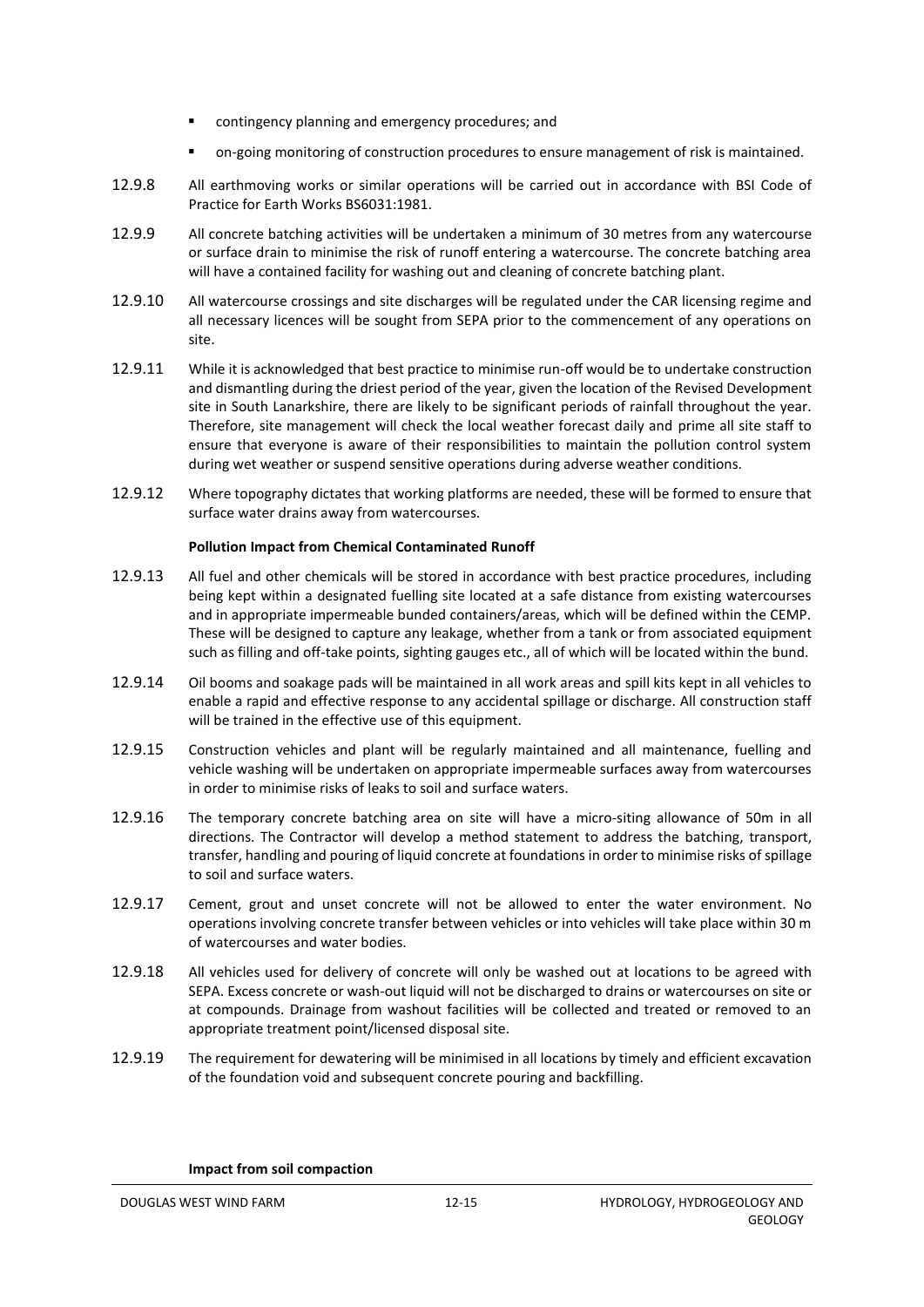- contingency planning and emergency procedures; and
- on-going monitoring of construction procedures to ensure management of risk is maintained.

12.9.8 All earthmoving works or similar operations will be carried out in accordance with BSI Code of Practice for Earth Works BS6031:1981.

12.9.9 All concrete batching activities will be undertaken a minimum of 30 metres from any watercourse or surface drain to minimise the risk of runoff entering a watercourse. The concrete batching area will have a contained facility for washing out and cleaning of concrete batching plant.

12.9.10 All watercourse crossings and site discharges will be regulated under the CAR licensing regime and all necessary licences will be sought from SEPA prior to the commencement of any operations on site.

12.9.11 While it is acknowledged that best practice to minimise run-off would be to undertake construction and dismantling during the driest period of the year, given the location of the Revised Development site in South Lanarkshire, there are likely to be significant periods of rainfall throughout the year. Therefore, site management will check the local weather forecast daily and prime all site staff to ensure that everyone is aware of their responsibilities to maintain the pollution control system during wet weather or suspend sensitive operations during adverse weather conditions.

12.9.12 Where topography dictates that working platforms are needed, these will be formed to ensure that surface water drains away from watercourses.

**Pollution Impact from Chemical Contaminated Runoff**

12.9.13 All fuel and other chemicals will be stored in accordance with best practice procedures, including being kept within a designated fuelling site located at a safe distance from existing watercourses and in appropriate impermeable bunded containers/areas, which will be defined within the CEMP. These will be designed to capture any leakage, whether from a tank or from associated equipment such as filling and off-take points, sighting gauges etc., all of which will be located within the bund.

12.9.14 Oil booms and soakage pads will be maintained in all work areas and spill kits kept in all vehicles to enable a rapid and effective response to any accidental spillage or discharge. All construction staff will be trained in the effective use of this equipment.

12.9.15 Construction vehicles and plant will be regularly maintained and all maintenance, fuelling and vehicle washing will be undertaken on appropriate impermeable surfaces away from watercourses in order to minimise risks of leaks to soil and surface waters.

12.9.16 The temporary concrete batching area on site will have a micro-siting allowance of 50m in all directions. The Contractor will develop a method statement to address the batching, transport, transfer, handling and pouring of liquid concrete at foundations in order to minimise risks of spillage to soil and surface waters.

12.9.17 Cement, grout and unset concrete will not be allowed to enter the water environment. No operations involving concrete transfer between vehicles or into vehicles will take place within 30 m of watercourses and water bodies.

12.9.18 All vehicles used for delivery of concrete will only be washed out at locations to be agreed with SEPA. Excess concrete or wash-out liquid will not be discharged to drains or watercourses on site or at compounds. Drainage from washout facilities will be collected and treated or removed to an appropriate treatment point/licensed disposal site.

12.9.19 The requirement for dewatering will be minimised in all locations by timely and efficient excavation of the foundation void and subsequent concrete pouring and backfilling.

**Impact from soil compaction**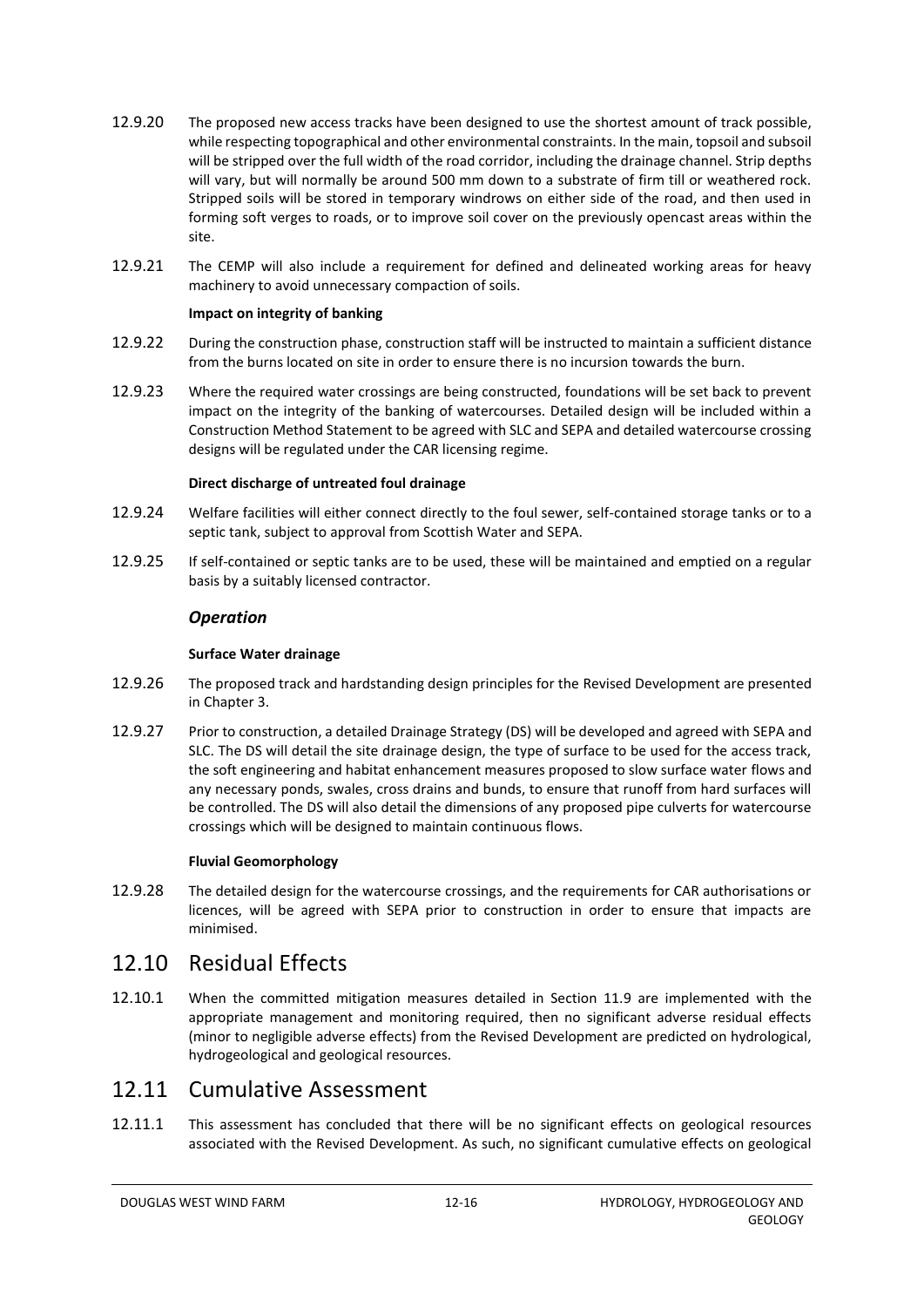12.9.20 The proposed new access tracks have been designed to use the shortest amount of track possible, while respecting topographical and other environmental constraints. In the main, topsoil and subsoil will be stripped over the full width of the road corridor, including the drainage channel. Strip depths will vary, but will normally be around 500 mm down to a substrate of firm till or weathered rock. Stripped soils will be stored in temporary windrows on either side of the road, and then used in forming soft verges to roads, or to improve soil cover on the previously opencast areas within the site.

12.9.21 The CEMP will also include a requirement for defined and delineated working areas for heavy machinery to avoid unnecessary compaction of soils.

**Impact on integrity of banking**

12.9.22 During the construction phase, construction staff will be instructed to maintain a sufficient distance from the burns located on site in order to ensure there is no incursion towards the burn.

12.9.23 Where the required water crossings are being constructed, foundations will be set back to prevent impact on the integrity of the banking of watercourses. Detailed design will be included within a Construction Method Statement to be agreed with SLC and SEPA and detailed watercourse crossing designs will be regulated under the CAR licensing regime.

**Direct discharge of untreated foul drainage**

12.9.24 Welfare facilities will either connect directly to the foul sewer, self-contained storage tanks or to a septic tank, subject to approval from Scottish Water and SEPA.

12.9.25 If self-contained or septic tanks are to be used, these will be maintained and emptied on a regular basis by a suitably licensed contractor.

### *Operation*

**Surface Water drainage**

12.9.26 The proposed track and hardstanding design principles for the Revised Development are presented in Chapter 3.

12.9.27 Prior to construction, a detailed Drainage Strategy (DS) will be developed and agreed with SEPA and SLC. The DS will detail the site drainage design, the type of surface to be used for the access track, the soft engineering and habitat enhancement measures proposed to slow surface water flows and any necessary ponds, swales, cross drains and bunds, to ensure that runoff from hard surfaces will be controlled. The DS will also detail the dimensions of any proposed pipe culverts for watercourse crossings which will be designed to maintain continuous flows.

**Fluvial Geomorphology**

12.9.28 The detailed design for the watercourse crossings, and the requirements for CAR authorisations or licences, will be agreed with SEPA prior to construction in order to ensure that impacts are minimised.

## 12.10 Residual Effects

12.10.1 When the committed mitigation measures detailed in Section 11.9 are implemented with the appropriate management and monitoring required, then no significant adverse residual effects (minor to negligible adverse effects) from the Revised Development are predicted on hydrological, hydrogeological and geological resources.

## 12.11 Cumulative Assessment

12.11.1 This assessment has concluded that there will be no significant effects on geological resources associated with the Revised Development. As such, no significant cumulative effects on geological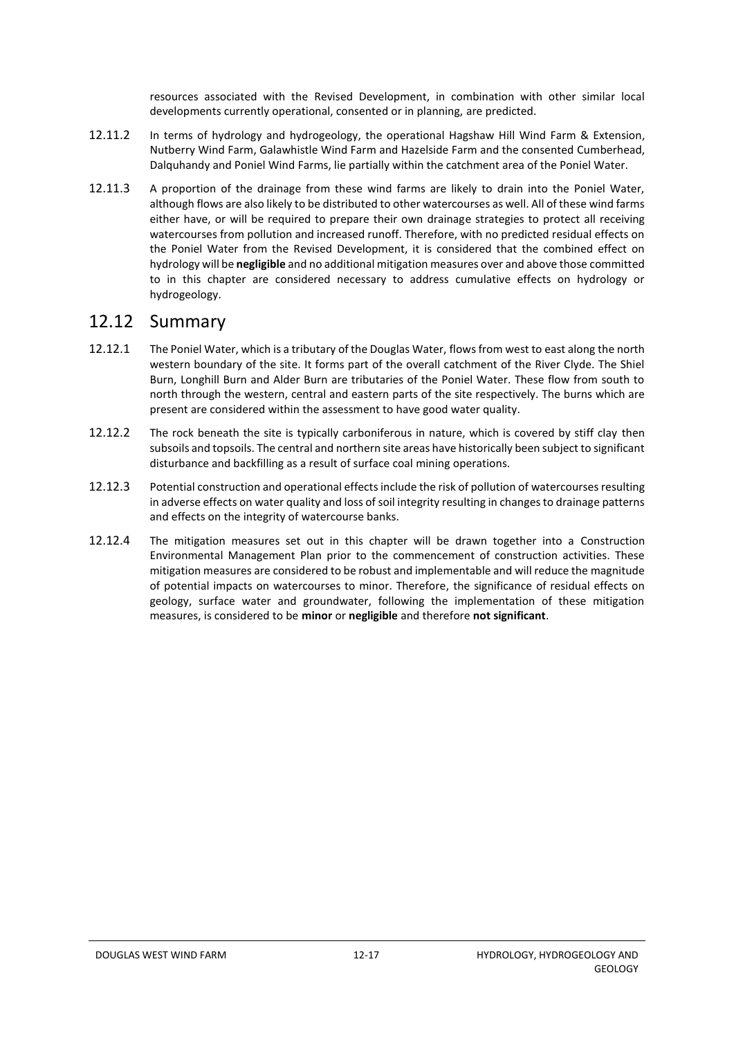resources associated with the Revised Development, in combination with other similar local developments currently operational, consented or in planning, are predicted.

12.11.2 In terms of hydrology and hydrogeology, the operational Hagshaw Hill Wind Farm & Extension, Nutberry Wind Farm, Galawhistle Wind Farm and Hazelside Farm and the consented Cumberhead, Dalquhandy and Poniel Wind Farms, lie partially within the catchment area of the Poniel Water.

12.11.3 A proportion of the drainage from these wind farms are likely to drain into the Poniel Water, although flows are also likely to be distributed to other watercourses as well. All of these wind farms either have, or will be required to prepare their own drainage strategies to protect all receiving watercourses from pollution and increased runoff. Therefore, with no predicted residual effects on the Poniel Water from the Revised Development, it is considered that the combined effect on hydrology will be **negligible** and no additional mitigation measures over and above those committed to in this chapter are considered necessary to address cumulative effects on hydrology or hydrogeology.

## 12.12 Summary

12.12.1 The Poniel Water, which is a tributary of the Douglas Water, flows from west to east along the north western boundary of the site. It forms part of the overall catchment of the River Clyde. The Shiel Burn, Longhill Burn and Alder Burn are tributaries of the Poniel Water. These flow from south to north through the western, central and eastern parts of the site respectively. The burns which are present are considered within the assessment to have good water quality.

12.12.2 The rock beneath the site is typically carboniferous in nature, which is covered by stiff clay then subsoils and topsoils. The central and northern site areas have historically been subject to significant disturbance and backfilling as a result of surface coal mining operations.

12.12.3 Potential construction and operational effects include the risk of pollution of watercourses resulting in adverse effects on water quality and loss of soil integrity resulting in changes to drainage patterns and effects on the integrity of watercourse banks.

12.12.4 The mitigation measures set out in this chapter will be drawn together into a Construction Environmental Management Plan prior to the commencement of construction activities. These mitigation measures are considered to be robust and implementable and will reduce the magnitude of potential impacts on watercourses to minor. Therefore, the significance of residual effects on geology, surface water and groundwater, following the implementation of these mitigation measures, is considered to be **minor** or **negligible** and therefore **not significant**.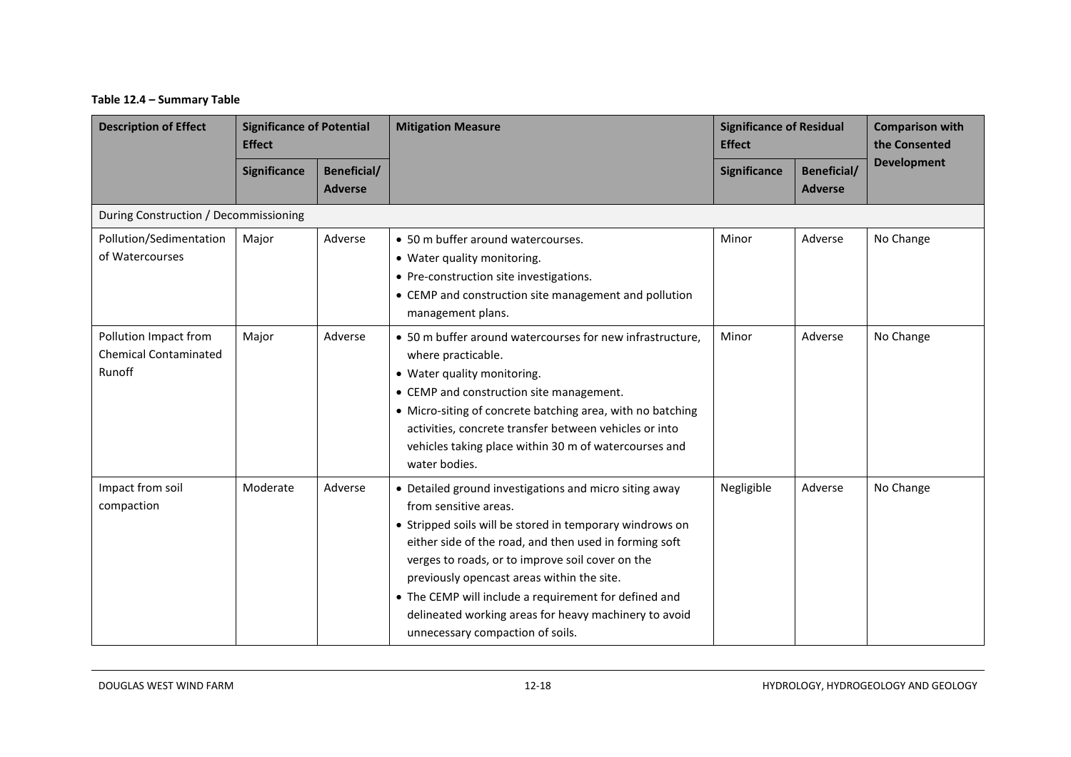**Table 12.4 – Summary Table**

| Description of Effect | Significance of Potential Effect | | Mitigation Measure | Significance of Residual Effect | | Comparison with the Consented Development |
|---|---|---|---|---|---|---|
| | Significance | Beneficial/ Adverse | | Significance | Beneficial/ Adverse | |
| During Construction / Decommissioning | | | | | | |
| Pollution/Sedimentation of Watercourses | Major | Adverse | • 50 m buffer around watercourses.<br>• Water quality monitoring.<br>• Pre-construction site investigations.<br>• CEMP and construction site management and pollution management plans. | Minor | Adverse | No Change |
| Pollution Impact from Chemical Contaminated Runoff | Major | Adverse | • 50 m buffer around watercourses for new infrastructure, where practicable.<br>• Water quality monitoring.<br>• CEMP and construction site management.<br>• Micro-siting of concrete batching area, with no batching activities, concrete transfer between vehicles or into vehicles taking place within 30 m of watercourses and water bodies. | Minor | Adverse | No Change |
| Impact from soil compaction | Moderate | Adverse | • Detailed ground investigations and micro siting away from sensitive areas.<br>• Stripped soils will be stored in temporary windrows on either side of the road, and then used in forming soft verges to roads, or to improve soil cover on the previously opencast areas within the site.<br>• The CEMP will include a requirement for defined and delineated working areas for heavy machinery to avoid unnecessary compaction of soils. | Negligible | Adverse | No Change |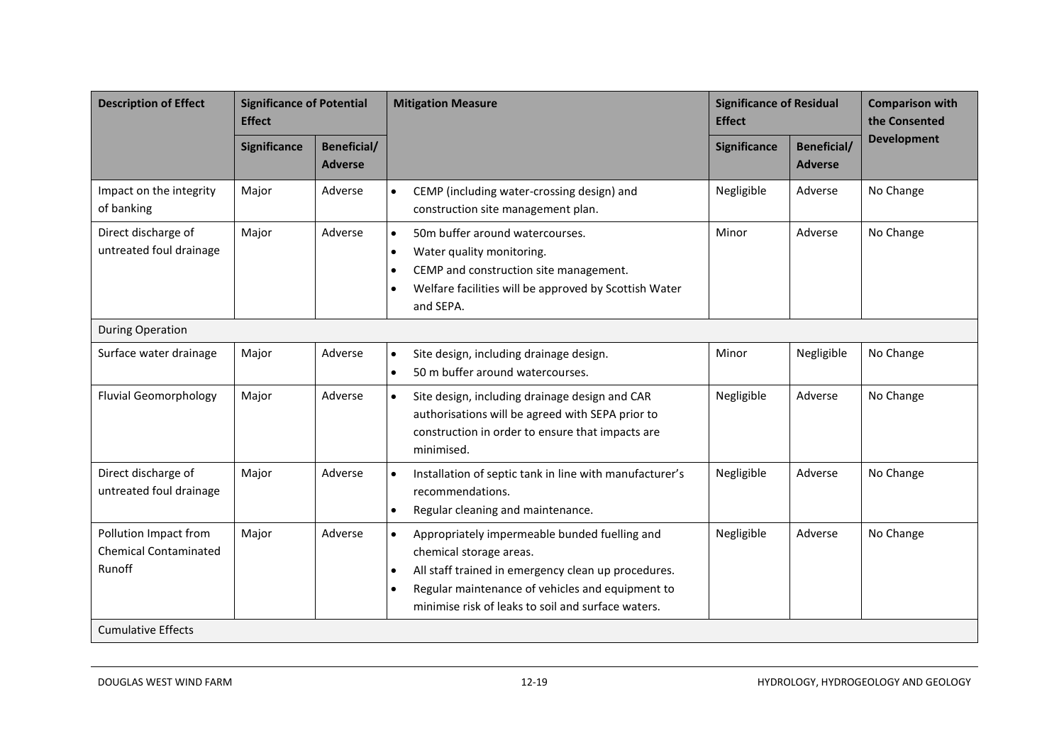| Description of Effect | Significance of Potential Effect | | Mitigation Measure | Significance of Residual Effect | | Comparison with the Consented Development |
|---|---|---|---|---|---|---|
| | Significance | Beneficial/ Adverse | | Significance | Beneficial/ Adverse | |
| Impact on the integrity of banking | Major | Adverse | • CEMP (including water-crossing design) and construction site management plan. | Negligible | Adverse | No Change |
| Direct discharge of untreated foul drainage | Major | Adverse | • 50m buffer around watercourses.<br>• Water quality monitoring.<br>• CEMP and construction site management.<br>• Welfare facilities will be approved by Scottish Water and SEPA. | Minor | Adverse | No Change |
| During Operation | | | | | | |
| Surface water drainage | Major | Adverse | • Site design, including drainage design.<br>• 50 m buffer around watercourses. | Minor | Negligible | No Change |
| Fluvial Geomorphology | Major | Adverse | • Site design, including drainage design and CAR authorisations will be agreed with SEPA prior to construction in order to ensure that impacts are minimised. | Negligible | Adverse | No Change |
| Direct discharge of untreated foul drainage | Major | Adverse | • Installation of septic tank in line with manufacturer's recommendations.<br>• Regular cleaning and maintenance. | Negligible | Adverse | No Change |
| Pollution Impact from Chemical Contaminated Runoff | Major | Adverse | • Appropriately impermeable bunded fuelling and chemical storage areas.<br>• All staff trained in emergency clean up procedures.<br>• Regular maintenance of vehicles and equipment to minimise risk of leaks to soil and surface waters. | Negligible | Adverse | No Change |
| Cumulative Effects | | | | | | |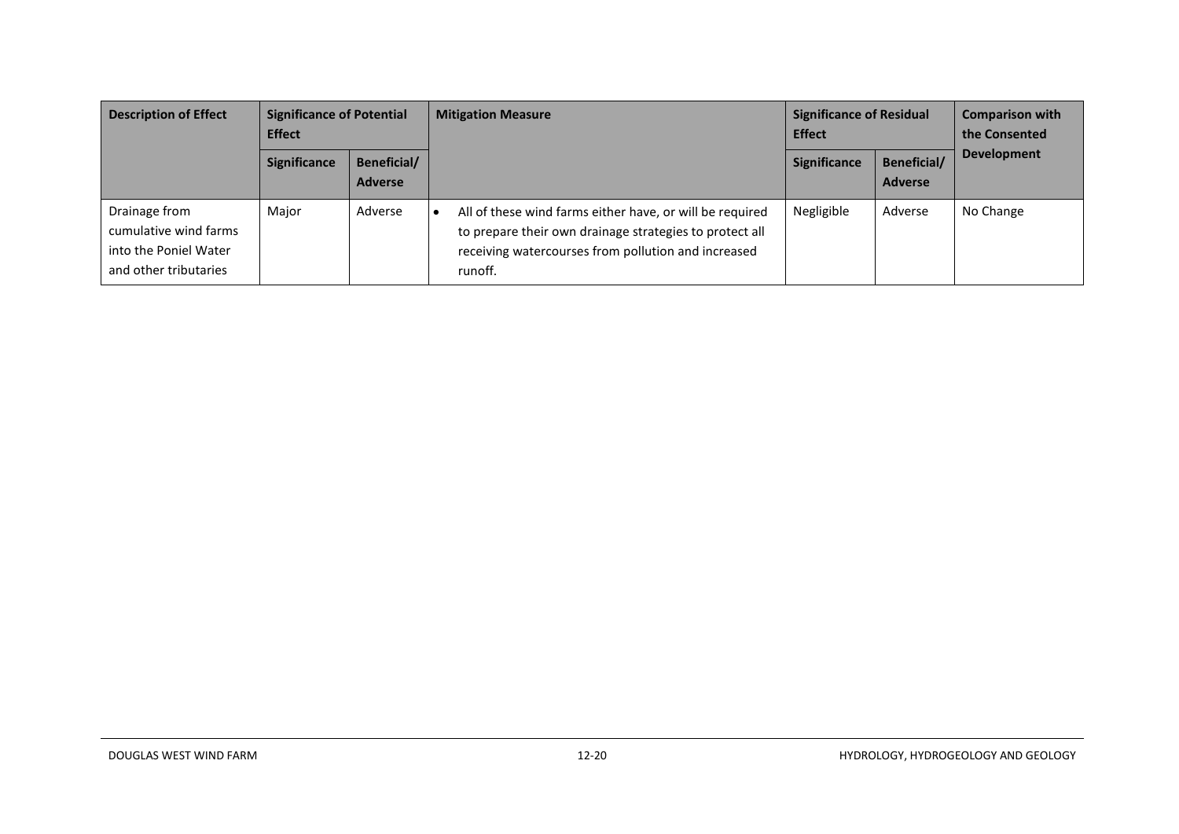| Description of Effect | Significance of Potential Effect | | Mitigation Measure | Significance of Residual Effect | | Comparison with the Consented Development |
|---|---|---|---|---|---|---|
| | Significance | Beneficial/ Adverse | | Significance | Beneficial/ Adverse | |
| Drainage from cumulative wind farms into the Poniel Water and other tributaries | Major | Adverse | • All of these wind farms either have, or will be required to prepare their own drainage strategies to protect all receiving watercourses from pollution and increased runoff. | Negligible | Adverse | No Change |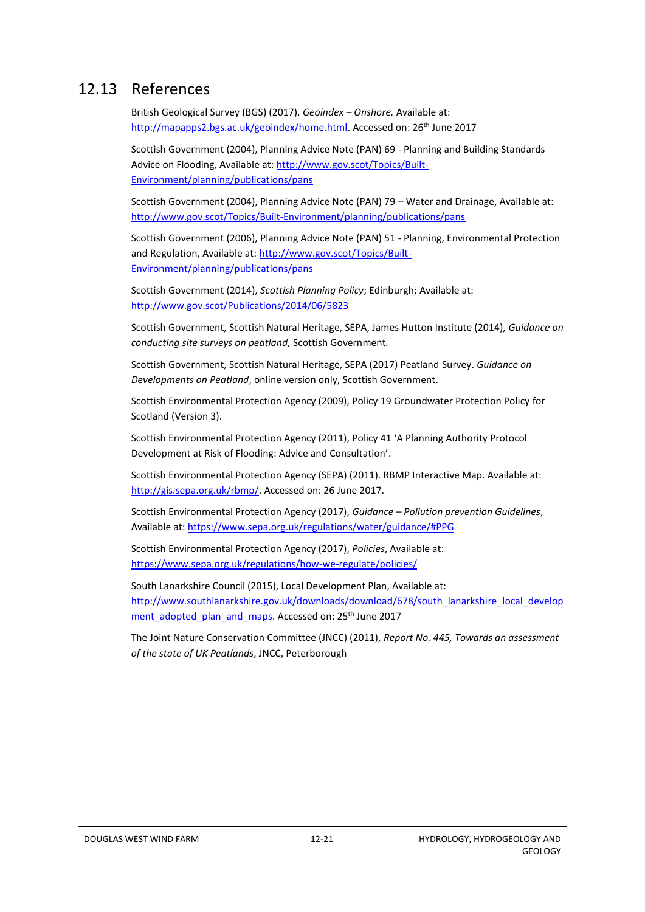## 12.13 References

British Geological Survey (BGS) (2017). *Geoindex – Onshore.* Available at: http://mapapps2.bgs.ac.uk/geoindex/home.html. Accessed on: 26th June 2017

Scottish Government (2004), Planning Advice Note (PAN) 69 - Planning and Building Standards Advice on Flooding, Available at: http://www.gov.scot/Topics/Built-Environment/planning/publications/pans

Scottish Government (2004), Planning Advice Note (PAN) 79 – Water and Drainage, Available at: http://www.gov.scot/Topics/Built-Environment/planning/publications/pans

Scottish Government (2006), Planning Advice Note (PAN) 51 - Planning, Environmental Protection and Regulation, Available at: http://www.gov.scot/Topics/Built-Environment/planning/publications/pans

Scottish Government (2014), *Scottish Planning Policy*; Edinburgh; Available at: http://www.gov.scot/Publications/2014/06/5823

Scottish Government, Scottish Natural Heritage, SEPA, James Hutton Institute (2014), *Guidance on conducting site surveys on peatland,* Scottish Government.

Scottish Government, Scottish Natural Heritage, SEPA (2017) Peatland Survey. *Guidance on Developments on Peatland*, online version only, Scottish Government.

Scottish Environmental Protection Agency (2009), Policy 19 Groundwater Protection Policy for Scotland (Version 3).

Scottish Environmental Protection Agency (2011), Policy 41 'A Planning Authority Protocol Development at Risk of Flooding: Advice and Consultation'.

Scottish Environmental Protection Agency (SEPA) (2011). RBMP Interactive Map. Available at: http://gis.sepa.org.uk/rbmp/. Accessed on: 26 June 2017.

Scottish Environmental Protection Agency (2017), *Guidance – Pollution prevention Guidelines*, Available at: https://www.sepa.org.uk/regulations/water/guidance/#PPG

Scottish Environmental Protection Agency (2017), *Policies*, Available at: https://www.sepa.org.uk/regulations/how-we-regulate/policies/

South Lanarkshire Council (2015), Local Development Plan, Available at: http://www.southlanarkshire.gov.uk/downloads/download/678/south_lanarkshire_local_development_adopted_plan_and_maps. Accessed on: 25th June 2017

The Joint Nature Conservation Committee (JNCC) (2011), *Report No. 445, Towards an assessment of the state of UK Peatlands*, JNCC, Peterborough